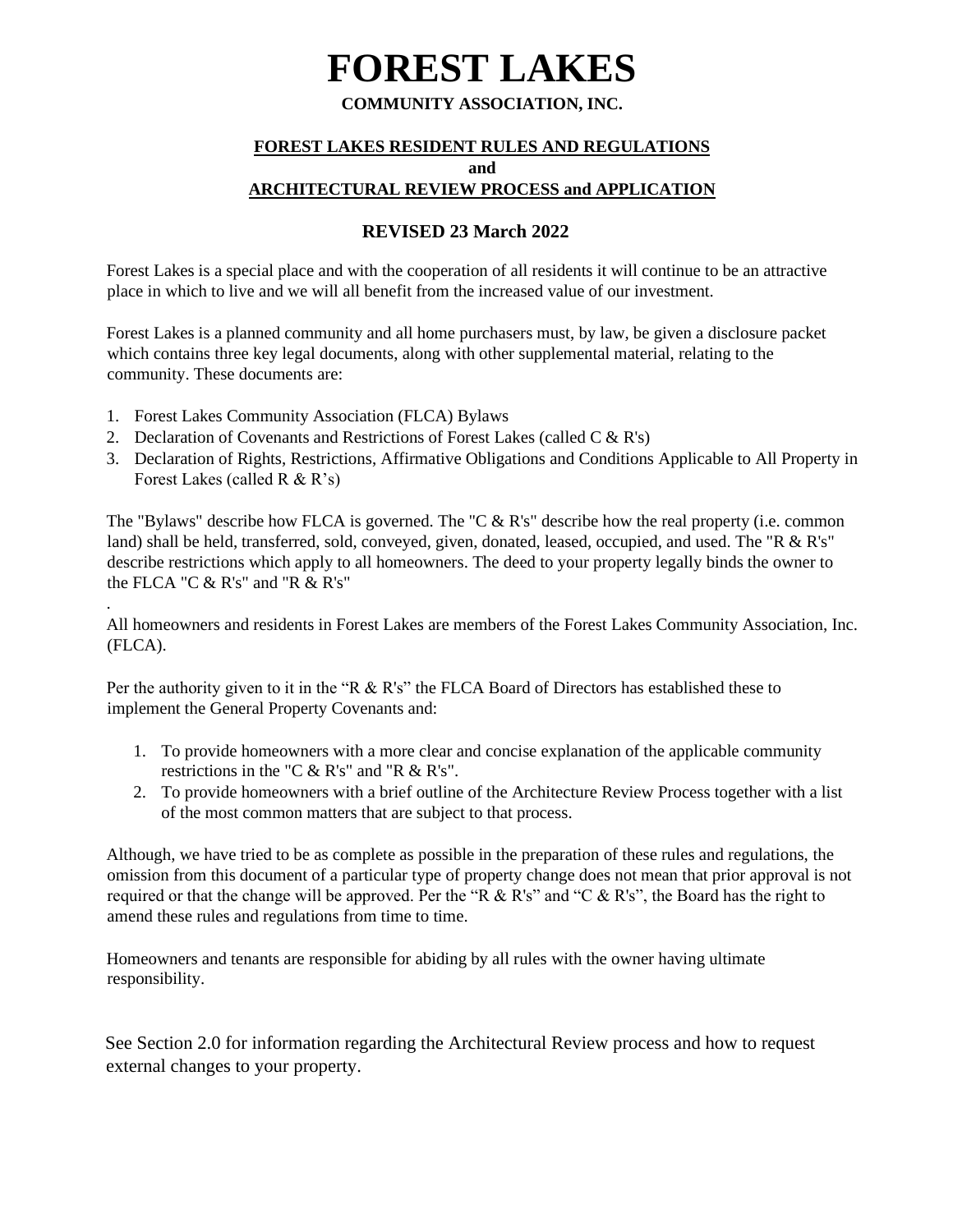# FOREST LAKES

**COMMUNITY ASSOCIATION, INC.**

**FOREST LAKES RESIDENT RULES AND REGULATIONS**
**and**
**ARCHITECTURAL REVIEW PROCESS and APPLICATION**

## REVISED 23 March 2022

Forest Lakes is a special place and with the cooperation of all residents it will continue to be an attractive place in which to live and we will all benefit from the increased value of our investment.

Forest Lakes is a planned community and all home purchasers must, by law, be given a disclosure packet which contains three key legal documents, along with other supplemental material, relating to the community. These documents are:

1. Forest Lakes Community Association (FLCA) Bylaws
2. Declaration of Covenants and Restrictions of Forest Lakes (called C & R's)
3. Declaration of Rights, Restrictions, Affirmative Obligations and Conditions Applicable to All Property in Forest Lakes (called R & R's)

The "Bylaws" describe how FLCA is governed. The "C & R's" describe how the real property (i.e. common land) shall be held, transferred, sold, conveyed, given, donated, leased, occupied, and used. The "R & R's" describe restrictions which apply to all homeowners. The deed to your property legally binds the owner to the FLCA "C & R's" and "R & R's"

All homeowners and residents in Forest Lakes are members of the Forest Lakes Community Association, Inc. (FLCA).

Per the authority given to it in the "R & R's" the FLCA Board of Directors has established these to implement the General Property Covenants and:

1. To provide homeowners with a more clear and concise explanation of the applicable community restrictions in the "C & R's" and "R & R's".
2. To provide homeowners with a brief outline of the Architecture Review Process together with a list of the most common matters that are subject to that process.

Although, we have tried to be as complete as possible in the preparation of these rules and regulations, the omission from this document of a particular type of property change does not mean that prior approval is not required or that the change will be approved. Per the "R & R's" and "C & R's", the Board has the right to amend these rules and regulations from time to time.

Homeowners and tenants are responsible for abiding by all rules with the owner having ultimate responsibility.

See Section 2.0 for information regarding the Architectural Review process and how to request external changes to your property.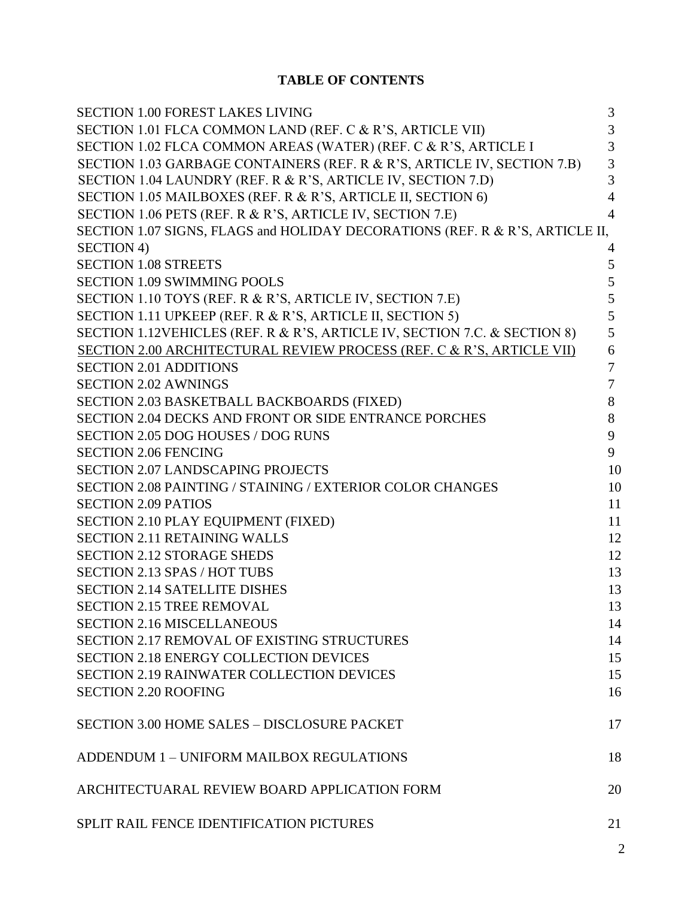# TABLE OF CONTENTS

| | |
|---|---|
| SECTION 1.00 FOREST LAKES LIVING | 3 |
| SECTION 1.01 FLCA COMMON LAND (REF. C & R'S, ARTICLE VII) | 3 |
| SECTION 1.02 FLCA COMMON AREAS (WATER) (REF. C & R'S, ARTICLE I | 3 |
| SECTION 1.03 GARBAGE CONTAINERS (REF. R & R'S, ARTICLE IV, SECTION 7.B) | 3 |
| SECTION 1.04 LAUNDRY (REF. R & R'S, ARTICLE IV, SECTION 7.D) | 3 |
| SECTION 1.05 MAILBOXES (REF. R & R'S, ARTICLE II, SECTION 6) | 4 |
| SECTION 1.06 PETS (REF. R & R'S, ARTICLE IV, SECTION 7.E) | 4 |
| SECTION 1.07 SIGNS, FLAGS and HOLIDAY DECORATIONS (REF. R & R'S, ARTICLE II, SECTION 4) | 4 |
| SECTION 1.08 STREETS | 5 |
| SECTION 1.09 SWIMMING POOLS | 5 |
| SECTION 1.10 TOYS (REF. R & R'S, ARTICLE IV, SECTION 7.E) | 5 |
| SECTION 1.11 UPKEEP (REF. R & R'S, ARTICLE II, SECTION 5) | 5 |
| SECTION 1.12VEHICLES (REF. R & R'S, ARTICLE IV, SECTION 7.C. & SECTION 8) | 5 |
| SECTION 2.00 ARCHITECTURAL REVIEW PROCESS (REF. C & R'S, ARTICLE VII) | 6 |
| SECTION 2.01 ADDITIONS | 7 |
| SECTION 2.02 AWNINGS | 7 |
| SECTION 2.03 BASKETBALL BACKBOARDS (FIXED) | 8 |
| SECTION 2.04 DECKS AND FRONT OR SIDE ENTRANCE PORCHES | 8 |
| SECTION 2.05 DOG HOUSES / DOG RUNS | 9 |
| SECTION 2.06 FENCING | 9 |
| SECTION 2.07 LANDSCAPING PROJECTS | 10 |
| SECTION 2.08 PAINTING / STAINING / EXTERIOR COLOR CHANGES | 10 |
| SECTION 2.09 PATIOS | 11 |
| SECTION 2.10 PLAY EQUIPMENT (FIXED) | 11 |
| SECTION 2.11 RETAINING WALLS | 12 |
| SECTION 2.12 STORAGE SHEDS | 12 |
| SECTION 2.13 SPAS / HOT TUBS | 13 |
| SECTION 2.14 SATELLITE DISHES | 13 |
| SECTION 2.15 TREE REMOVAL | 13 |
| SECTION 2.16 MISCELLANEOUS | 14 |
| SECTION 2.17 REMOVAL OF EXISTING STRUCTURES | 14 |
| SECTION 2.18 ENERGY COLLECTION DEVICES | 15 |
| SECTION 2.19 RAINWATER COLLECTION DEVICES | 15 |
| SECTION 2.20 ROOFING | 16 |
| SECTION 3.00 HOME SALES – DISCLOSURE PACKET | 17 |
| ADDENDUM 1 – UNIFORM MAILBOX REGULATIONS | 18 |
| ARCHITECTUARAL REVIEW BOARD APPLICATION FORM | 20 |
| SPLIT RAIL FENCE IDENTIFICATION PICTURES | 21 |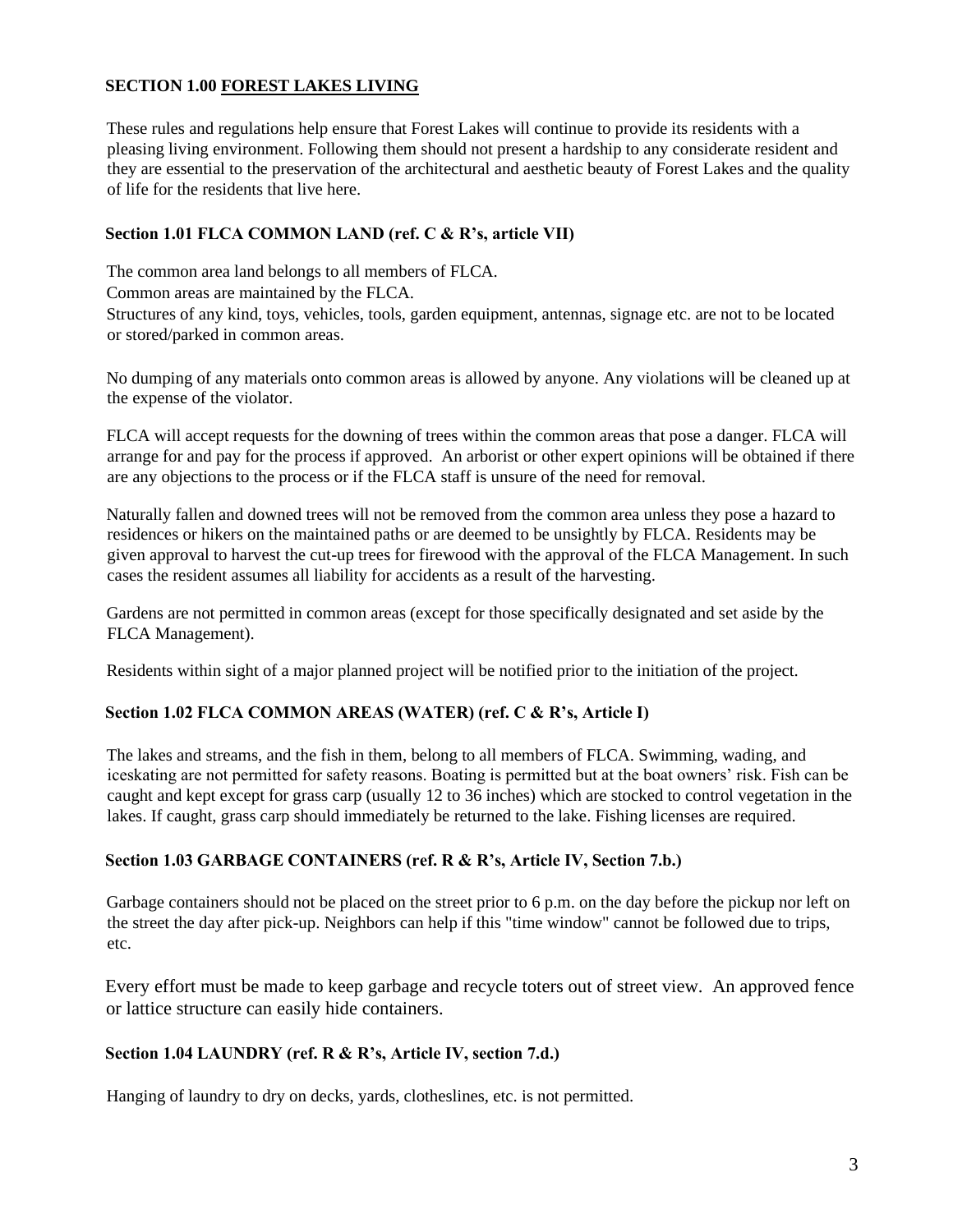## SECTION 1.00 FOREST LAKES LIVING

These rules and regulations help ensure that Forest Lakes will continue to provide its residents with a pleasing living environment. Following them should not present a hardship to any considerate resident and they are essential to the preservation of the architectural and aesthetic beauty of Forest Lakes and the quality of life for the residents that live here.

### Section 1.01 FLCA COMMON LAND (ref. C & R's, article VII)

The common area land belongs to all members of FLCA.
Common areas are maintained by the FLCA.
Structures of any kind, toys, vehicles, tools, garden equipment, antennas, signage etc. are not to be located or stored/parked in common areas.

No dumping of any materials onto common areas is allowed by anyone. Any violations will be cleaned up at the expense of the violator.

FLCA will accept requests for the downing of trees within the common areas that pose a danger. FLCA will arrange for and pay for the process if approved. An arborist or other expert opinions will be obtained if there are any objections to the process or if the FLCA staff is unsure of the need for removal.

Naturally fallen and downed trees will not be removed from the common area unless they pose a hazard to residences or hikers on the maintained paths or are deemed to be unsightly by FLCA. Residents may be given approval to harvest the cut-up trees for firewood with the approval of the FLCA Management. In such cases the resident assumes all liability for accidents as a result of the harvesting.

Gardens are not permitted in common areas (except for those specifically designated and set aside by the FLCA Management).

Residents within sight of a major planned project will be notified prior to the initiation of the project.

### Section 1.02 FLCA COMMON AREAS (WATER) (ref. C & R's, Article I)

The lakes and streams, and the fish in them, belong to all members of FLCA. Swimming, wading, and iceskating are not permitted for safety reasons. Boating is permitted but at the boat owners' risk. Fish can be caught and kept except for grass carp (usually 12 to 36 inches) which are stocked to control vegetation in the lakes. If caught, grass carp should immediately be returned to the lake. Fishing licenses are required.

### Section 1.03 GARBAGE CONTAINERS (ref. R & R's, Article IV, Section 7.b.)

Garbage containers should not be placed on the street prior to 6 p.m. on the day before the pickup nor left on the street the day after pick-up. Neighbors can help if this "time window" cannot be followed due to trips, etc.

Every effort must be made to keep garbage and recycle toters out of street view. An approved fence or lattice structure can easily hide containers.

### Section 1.04 LAUNDRY (ref. R & R's, Article IV, section 7.d.)

Hanging of laundry to dry on decks, yards, clotheslines, etc. is not permitted.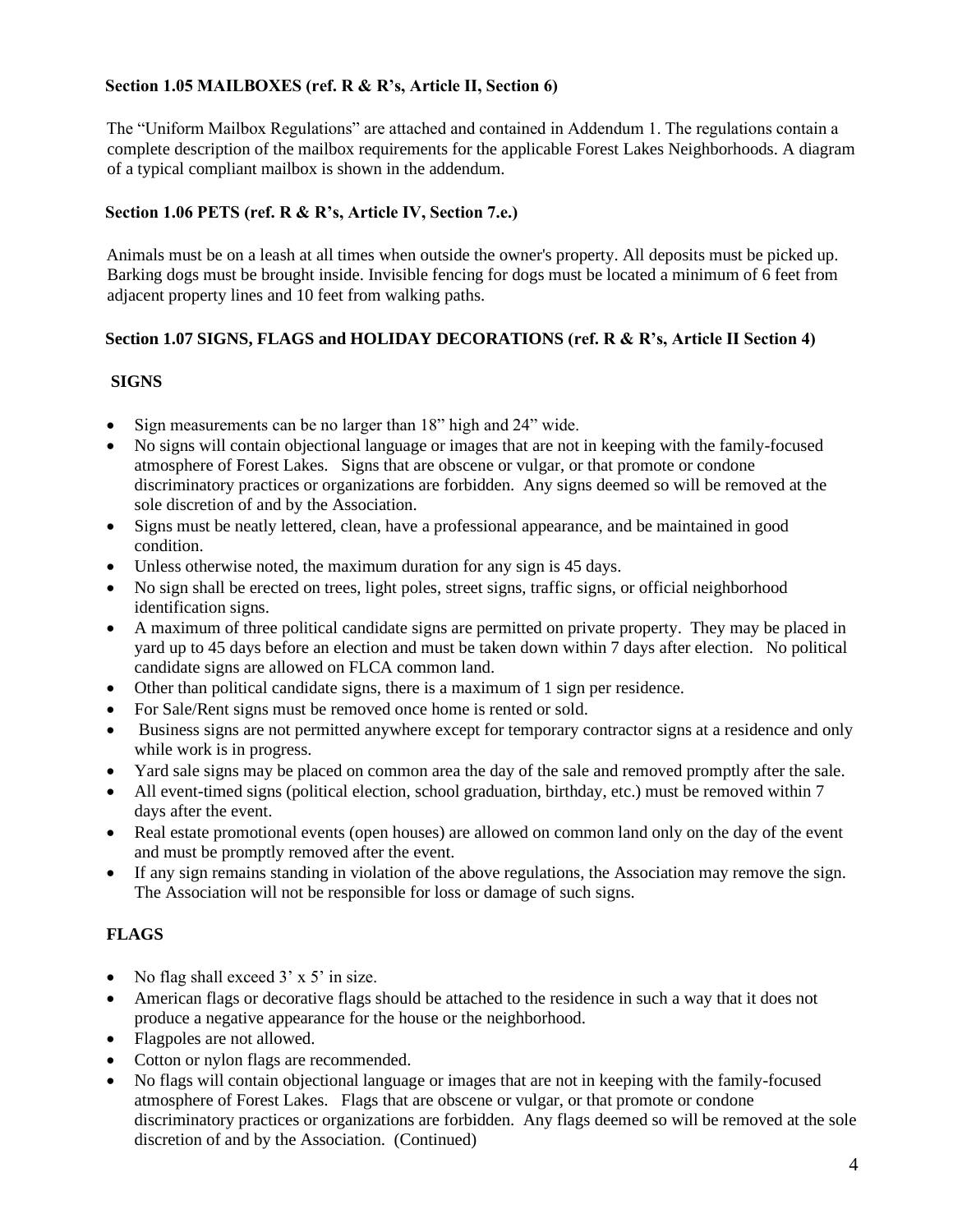### Section 1.05 MAILBOXES (ref. R & R's, Article II, Section 6)

The "Uniform Mailbox Regulations" are attached and contained in Addendum 1. The regulations contain a complete description of the mailbox requirements for the applicable Forest Lakes Neighborhoods. A diagram of a typical compliant mailbox is shown in the addendum.

### Section 1.06 PETS (ref. R & R's, Article IV, Section 7.e.)

Animals must be on a leash at all times when outside the owner's property. All deposits must be picked up. Barking dogs must be brought inside. Invisible fencing for dogs must be located a minimum of 6 feet from adjacent property lines and 10 feet from walking paths.

### Section 1.07 SIGNS, FLAGS and HOLIDAY DECORATIONS (ref. R & R's, Article II Section 4)

**SIGNS**

- Sign measurements can be no larger than 18" high and 24" wide.
- No signs will contain objectional language or images that are not in keeping with the family-focused atmosphere of Forest Lakes. Signs that are obscene or vulgar, or that promote or condone discriminatory practices or organizations are forbidden. Any signs deemed so will be removed at the sole discretion of and by the Association.
- Signs must be neatly lettered, clean, have a professional appearance, and be maintained in good condition.
- Unless otherwise noted, the maximum duration for any sign is 45 days.
- No sign shall be erected on trees, light poles, street signs, traffic signs, or official neighborhood identification signs.
- A maximum of three political candidate signs are permitted on private property. They may be placed in yard up to 45 days before an election and must be taken down within 7 days after election. No political candidate signs are allowed on FLCA common land.
- Other than political candidate signs, there is a maximum of 1 sign per residence.
- For Sale/Rent signs must be removed once home is rented or sold.
- Business signs are not permitted anywhere except for temporary contractor signs at a residence and only while work is in progress.
- Yard sale signs may be placed on common area the day of the sale and removed promptly after the sale.
- All event-timed signs (political election, school graduation, birthday, etc.) must be removed within 7 days after the event.
- Real estate promotional events (open houses) are allowed on common land only on the day of the event and must be promptly removed after the event.
- If any sign remains standing in violation of the above regulations, the Association may remove the sign. The Association will not be responsible for loss or damage of such signs.

**FLAGS**

- No flag shall exceed 3' x 5' in size.
- American flags or decorative flags should be attached to the residence in such a way that it does not produce a negative appearance for the house or the neighborhood.
- Flagpoles are not allowed.
- Cotton or nylon flags are recommended.
- No flags will contain objectional language or images that are not in keeping with the family-focused atmosphere of Forest Lakes. Flags that are obscene or vulgar, or that promote or condone discriminatory practices or organizations are forbidden. Any flags deemed so will be removed at the sole discretion of and by the Association. (Continued)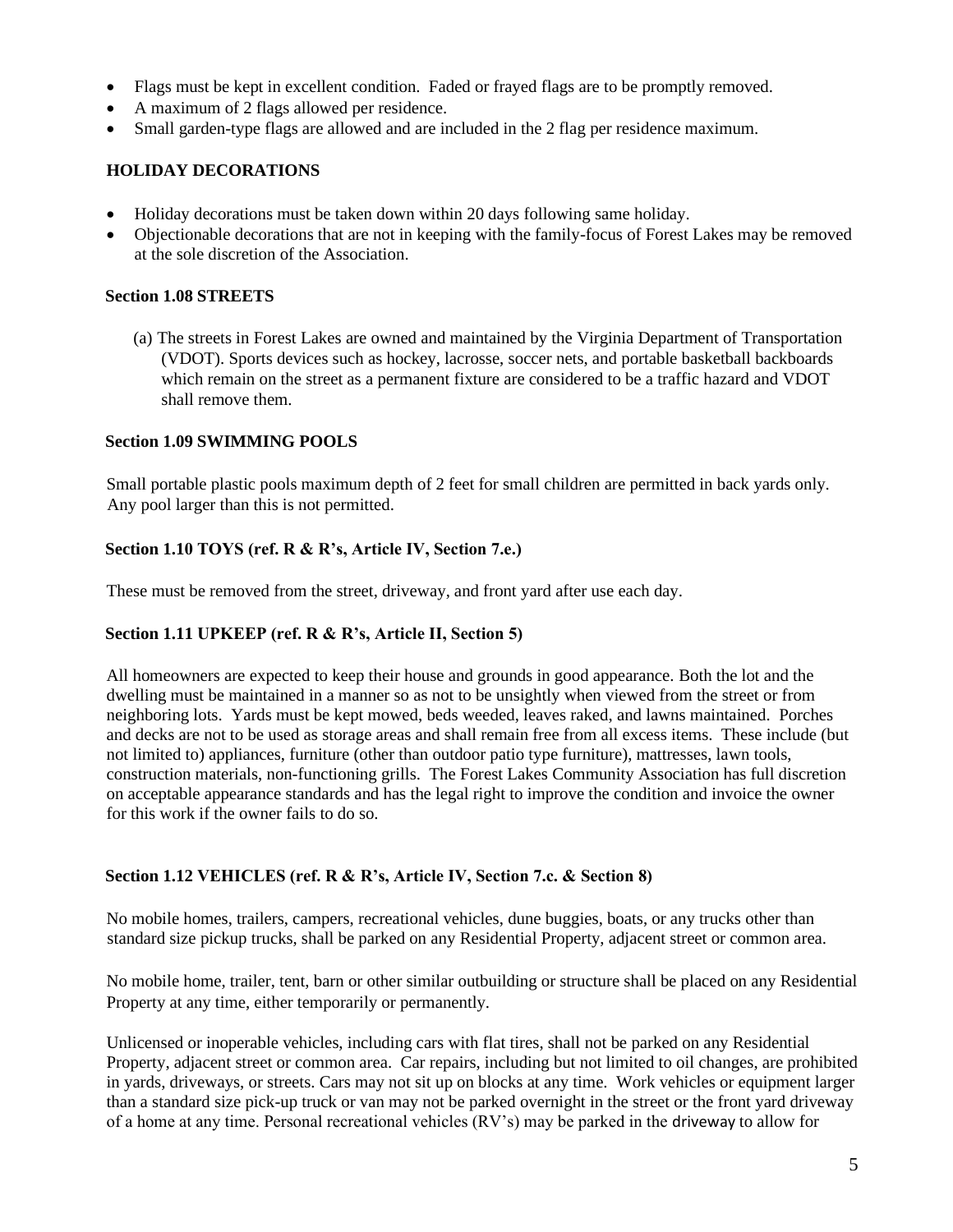- Flags must be kept in excellent condition. Faded or frayed flags are to be promptly removed.
- A maximum of 2 flags allowed per residence.
- Small garden-type flags are allowed and are included in the 2 flag per residence maximum.

**HOLIDAY DECORATIONS**

- Holiday decorations must be taken down within 20 days following same holiday.
- Objectionable decorations that are not in keeping with the family-focus of Forest Lakes may be removed at the sole discretion of the Association.

**Section 1.08 STREETS**

(a) The streets in Forest Lakes are owned and maintained by the Virginia Department of Transportation (VDOT). Sports devices such as hockey, lacrosse, soccer nets, and portable basketball backboards which remain on the street as a permanent fixture are considered to be a traffic hazard and VDOT shall remove them.

**Section 1.09 SWIMMING POOLS**

Small portable plastic pools maximum depth of 2 feet for small children are permitted in back yards only. Any pool larger than this is not permitted.

**Section 1.10 TOYS (ref. R & R's, Article IV, Section 7.e.)**

These must be removed from the street, driveway, and front yard after use each day.

**Section 1.11 UPKEEP (ref. R & R's, Article II, Section 5)**

All homeowners are expected to keep their house and grounds in good appearance. Both the lot and the dwelling must be maintained in a manner so as not to be unsightly when viewed from the street or from neighboring lots. Yards must be kept mowed, beds weeded, leaves raked, and lawns maintained. Porches and decks are not to be used as storage areas and shall remain free from all excess items. These include (but not limited to) appliances, furniture (other than outdoor patio type furniture), mattresses, lawn tools, construction materials, non-functioning grills. The Forest Lakes Community Association has full discretion on acceptable appearance standards and has the legal right to improve the condition and invoice the owner for this work if the owner fails to do so.

**Section 1.12 VEHICLES (ref. R & R's, Article IV, Section 7.c. & Section 8)**

No mobile homes, trailers, campers, recreational vehicles, dune buggies, boats, or any trucks other than standard size pickup trucks, shall be parked on any Residential Property, adjacent street or common area.

No mobile home, trailer, tent, barn or other similar outbuilding or structure shall be placed on any Residential Property at any time, either temporarily or permanently.

Unlicensed or inoperable vehicles, including cars with flat tires, shall not be parked on any Residential Property, adjacent street or common area. Car repairs, including but not limited to oil changes, are prohibited in yards, driveways, or streets. Cars may not sit up on blocks at any time. Work vehicles or equipment larger than a standard size pick-up truck or van may not be parked overnight in the street or the front yard driveway of a home at any time. Personal recreational vehicles (RV's) may be parked in the driveway to allow for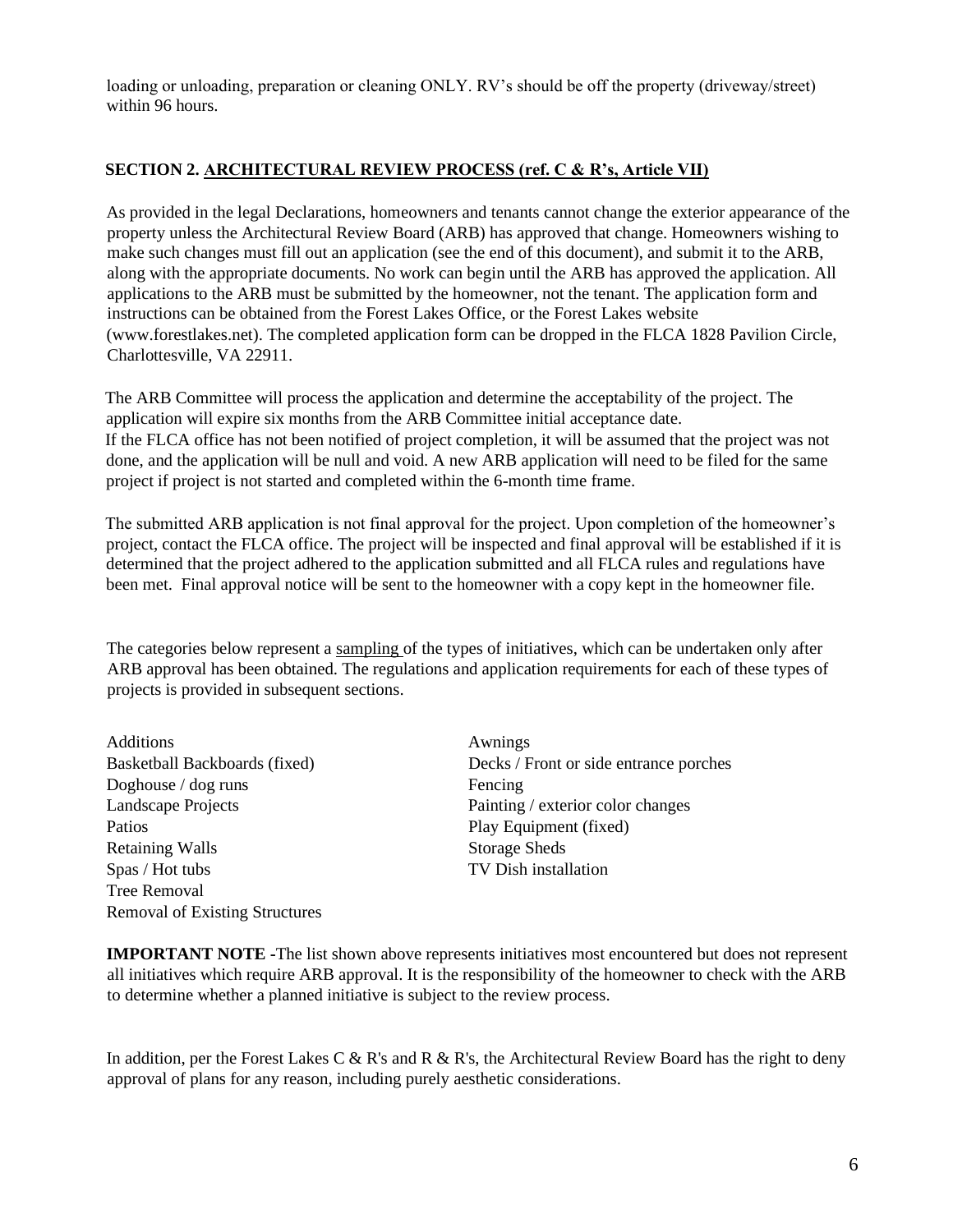loading or unloading, preparation or cleaning ONLY. RV's should be off the property (driveway/street) within 96 hours.

## SECTION 2. ARCHITECTURAL REVIEW PROCESS (ref. C & R's, Article VII)

As provided in the legal Declarations, homeowners and tenants cannot change the exterior appearance of the property unless the Architectural Review Board (ARB) has approved that change. Homeowners wishing to make such changes must fill out an application (see the end of this document), and submit it to the ARB, along with the appropriate documents. No work can begin until the ARB has approved the application. All applications to the ARB must be submitted by the homeowner, not the tenant. The application form and instructions can be obtained from the Forest Lakes Office, or the Forest Lakes website (www.forestlakes.net). The completed application form can be dropped in the FLCA 1828 Pavilion Circle, Charlottesville, VA 22911.

The ARB Committee will process the application and determine the acceptability of the project. The application will expire six months from the ARB Committee initial acceptance date. If the FLCA office has not been notified of project completion, it will be assumed that the project was not done, and the application will be null and void. A new ARB application will need to be filed for the same project if project is not started and completed within the 6-month time frame.

The submitted ARB application is not final approval for the project. Upon completion of the homeowner's project, contact the FLCA office. The project will be inspected and final approval will be established if it is determined that the project adhered to the application submitted and all FLCA rules and regulations have been met. Final approval notice will be sent to the homeowner with a copy kept in the homeowner file.

The categories below represent a sampling of the types of initiatives, which can be undertaken only after ARB approval has been obtained. The regulations and application requirements for each of these types of projects is provided in subsequent sections.

- Additions
- Awnings
- Basketball Backboards (fixed)
- Decks / Front or side entrance porches
- Doghouse / dog runs
- Fencing
- Landscape Projects
- Painting / exterior color changes
- Patios
- Play Equipment (fixed)
- Retaining Walls
- Storage Sheds
- Spas / Hot tubs
- TV Dish installation
- Tree Removal
- Removal of Existing Structures

**IMPORTANT NOTE -**The list shown above represents initiatives most encountered but does not represent all initiatives which require ARB approval. It is the responsibility of the homeowner to check with the ARB to determine whether a planned initiative is subject to the review process.

In addition, per the Forest Lakes C & R's and R & R's, the Architectural Review Board has the right to deny approval of plans for any reason, including purely aesthetic considerations.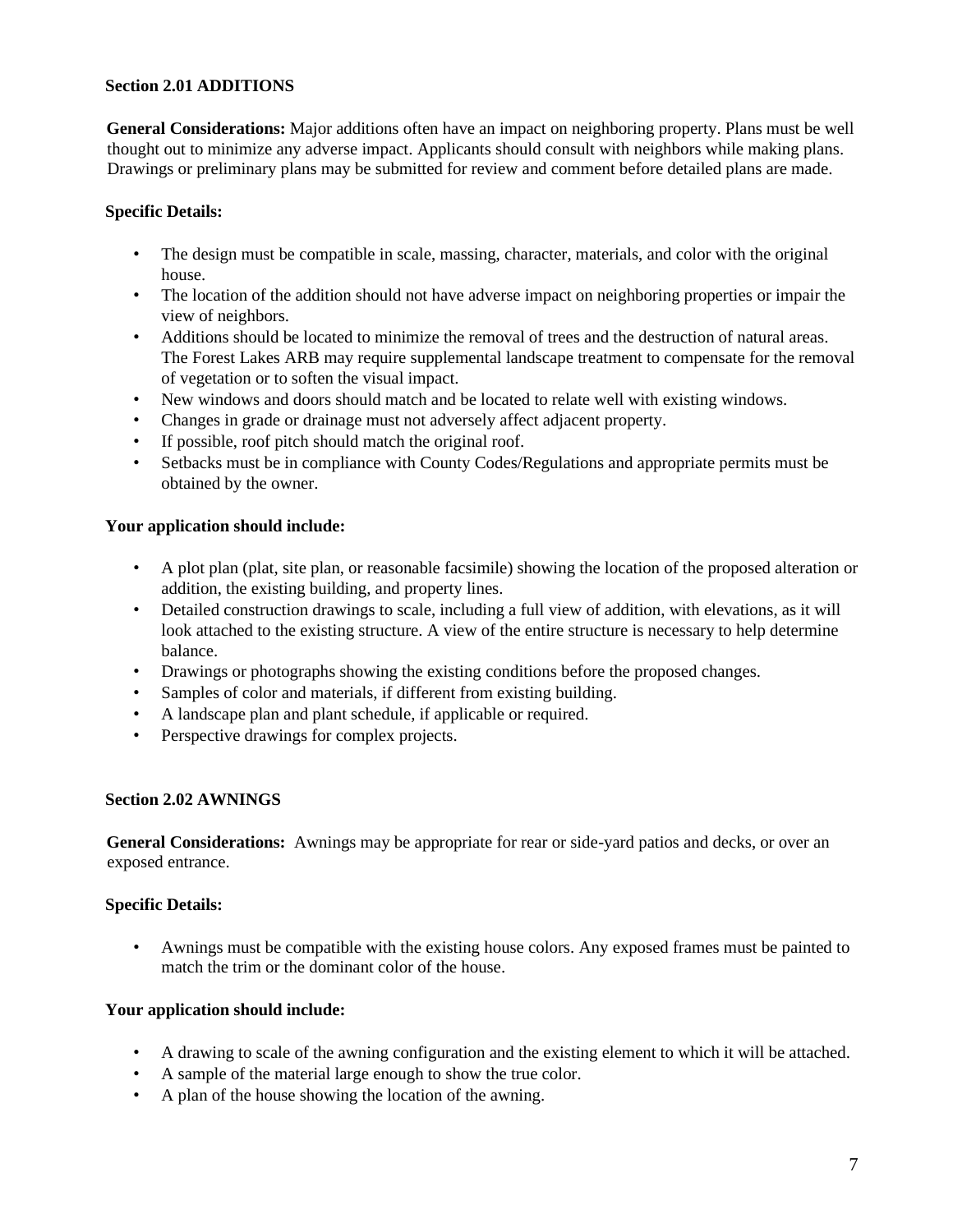## Section 2.01 ADDITIONS

**General Considerations:** Major additions often have an impact on neighboring property. Plans must be well thought out to minimize any adverse impact. Applicants should consult with neighbors while making plans. Drawings or preliminary plans may be submitted for review and comment before detailed plans are made.

**Specific Details:**

- The design must be compatible in scale, massing, character, materials, and color with the original house.
- The location of the addition should not have adverse impact on neighboring properties or impair the view of neighbors.
- Additions should be located to minimize the removal of trees and the destruction of natural areas. The Forest Lakes ARB may require supplemental landscape treatment to compensate for the removal of vegetation or to soften the visual impact.
- New windows and doors should match and be located to relate well with existing windows.
- Changes in grade or drainage must not adversely affect adjacent property.
- If possible, roof pitch should match the original roof.
- Setbacks must be in compliance with County Codes/Regulations and appropriate permits must be obtained by the owner.

**Your application should include:**

- A plot plan (plat, site plan, or reasonable facsimile) showing the location of the proposed alteration or addition, the existing building, and property lines.
- Detailed construction drawings to scale, including a full view of addition, with elevations, as it will look attached to the existing structure. A view of the entire structure is necessary to help determine balance.
- Drawings or photographs showing the existing conditions before the proposed changes.
- Samples of color and materials, if different from existing building.
- A landscape plan and plant schedule, if applicable or required.
- Perspective drawings for complex projects.

## Section 2.02 AWNINGS

**General Considerations:** Awnings may be appropriate for rear or side-yard patios and decks, or over an exposed entrance.

**Specific Details:**

- Awnings must be compatible with the existing house colors. Any exposed frames must be painted to match the trim or the dominant color of the house.

**Your application should include:**

- A drawing to scale of the awning configuration and the existing element to which it will be attached.
- A sample of the material large enough to show the true color.
- A plan of the house showing the location of the awning.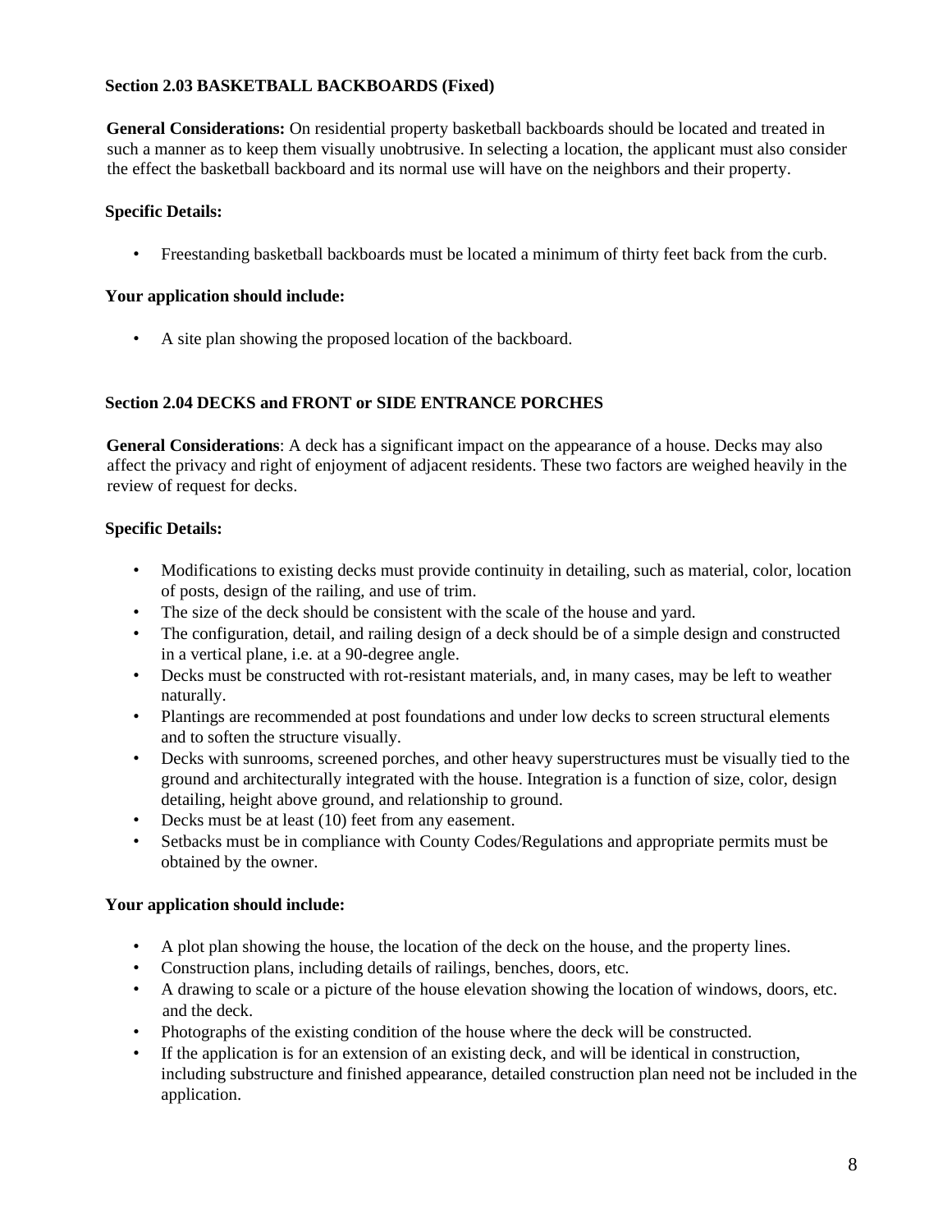### Section 2.03 BASKETBALL BACKBOARDS (Fixed)

**General Considerations:** On residential property basketball backboards should be located and treated in such a manner as to keep them visually unobtrusive. In selecting a location, the applicant must also consider the effect the basketball backboard and its normal use will have on the neighbors and their property.

**Specific Details:**

- Freestanding basketball backboards must be located a minimum of thirty feet back from the curb.

**Your application should include:**

- A site plan showing the proposed location of the backboard.

### Section 2.04 DECKS and FRONT or SIDE ENTRANCE PORCHES

**General Considerations**: A deck has a significant impact on the appearance of a house. Decks may also affect the privacy and right of enjoyment of adjacent residents. These two factors are weighed heavily in the review of request for decks.

**Specific Details:**

- Modifications to existing decks must provide continuity in detailing, such as material, color, location of posts, design of the railing, and use of trim.
- The size of the deck should be consistent with the scale of the house and yard.
- The configuration, detail, and railing design of a deck should be of a simple design and constructed in a vertical plane, i.e. at a 90-degree angle.
- Decks must be constructed with rot-resistant materials, and, in many cases, may be left to weather naturally.
- Plantings are recommended at post foundations and under low decks to screen structural elements and to soften the structure visually.
- Decks with sunrooms, screened porches, and other heavy superstructures must be visually tied to the ground and architecturally integrated with the house. Integration is a function of size, color, design detailing, height above ground, and relationship to ground.
- Decks must be at least (10) feet from any easement.
- Setbacks must be in compliance with County Codes/Regulations and appropriate permits must be obtained by the owner.

**Your application should include:**

- A plot plan showing the house, the location of the deck on the house, and the property lines.
- Construction plans, including details of railings, benches, doors, etc.
- A drawing to scale or a picture of the house elevation showing the location of windows, doors, etc. and the deck.
- Photographs of the existing condition of the house where the deck will be constructed.
- If the application is for an extension of an existing deck, and will be identical in construction, including substructure and finished appearance, detailed construction plan need not be included in the application.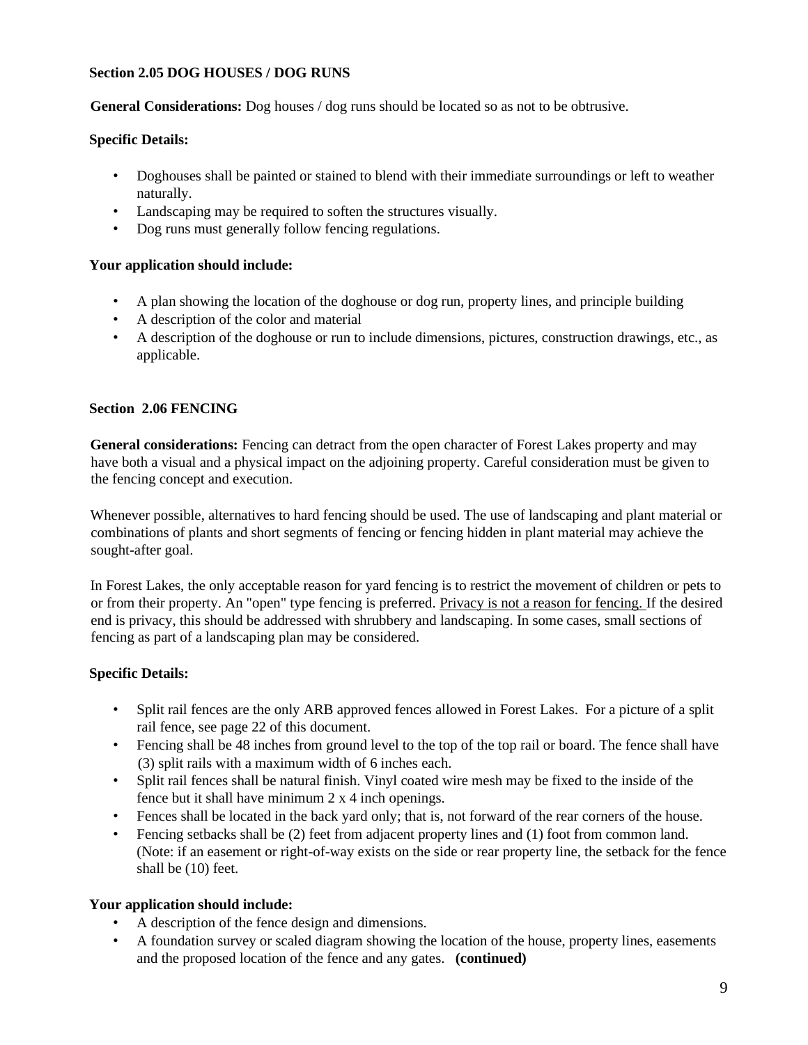**Section 2.05 DOG HOUSES / DOG RUNS**

**General Considerations:** Dog houses / dog runs should be located so as not to be obtrusive.

**Specific Details:**

- Doghouses shall be painted or stained to blend with their immediate surroundings or left to weather naturally.
- Landscaping may be required to soften the structures visually.
- Dog runs must generally follow fencing regulations.

**Your application should include:**

- A plan showing the location of the doghouse or dog run, property lines, and principle building
- A description of the color and material
- A description of the doghouse or run to include dimensions, pictures, construction drawings, etc., as applicable.

**Section 2.06 FENCING**

**General considerations:** Fencing can detract from the open character of Forest Lakes property and may have both a visual and a physical impact on the adjoining property. Careful consideration must be given to the fencing concept and execution.

Whenever possible, alternatives to hard fencing should be used. The use of landscaping and plant material or combinations of plants and short segments of fencing or fencing hidden in plant material may achieve the sought-after goal.

In Forest Lakes, the only acceptable reason for yard fencing is to restrict the movement of children or pets to or from their property. An "open" type fencing is preferred. <u>Privacy is not a reason for fencing.</u> If the desired end is privacy, this should be addressed with shrubbery and landscaping. In some cases, small sections of fencing as part of a landscaping plan may be considered.

**Specific Details:**

- Split rail fences are the only ARB approved fences allowed in Forest Lakes. For a picture of a split rail fence, see page 22 of this document.
- Fencing shall be 48 inches from ground level to the top of the top rail or board. The fence shall have (3) split rails with a maximum width of 6 inches each.
- Split rail fences shall be natural finish. Vinyl coated wire mesh may be fixed to the inside of the fence but it shall have minimum 2 x 4 inch openings.
- Fences shall be located in the back yard only; that is, not forward of the rear corners of the house.
- Fencing setbacks shall be (2) feet from adjacent property lines and (1) foot from common land. (Note: if an easement or right-of-way exists on the side or rear property line, the setback for the fence shall be (10) feet.

**Your application should include:**

- A description of the fence design and dimensions.
- A foundation survey or scaled diagram showing the location of the house, property lines, easements and the proposed location of the fence and any gates. **(continued)**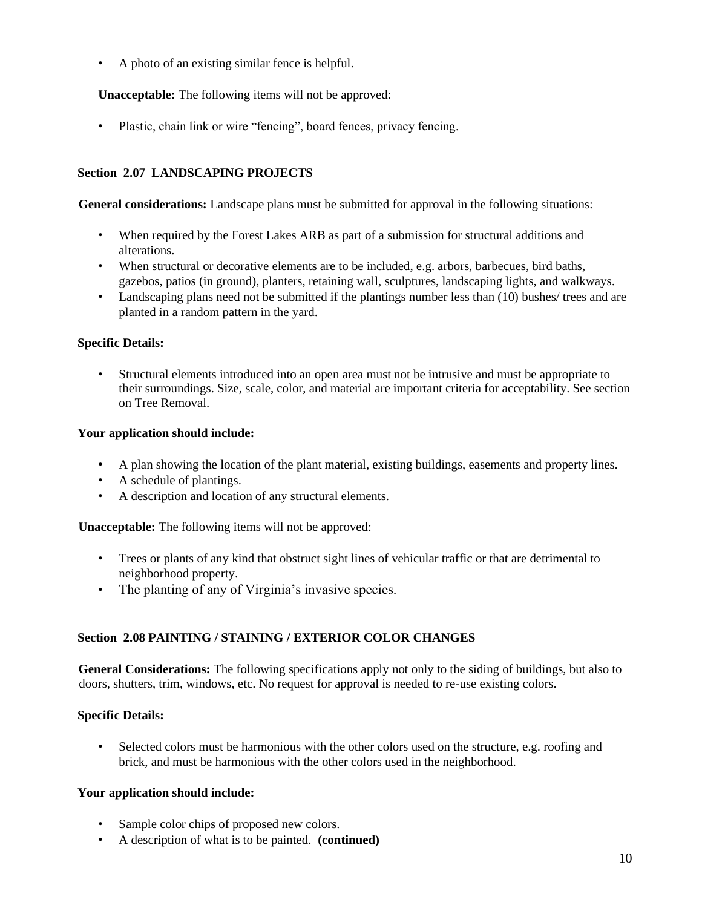- A photo of an existing similar fence is helpful.

**Unacceptable:** The following items will not be approved:

- Plastic, chain link or wire "fencing", board fences, privacy fencing.

### Section 2.07 LANDSCAPING PROJECTS

**General considerations:** Landscape plans must be submitted for approval in the following situations:

- When required by the Forest Lakes ARB as part of a submission for structural additions and alterations.
- When structural or decorative elements are to be included, e.g. arbors, barbecues, bird baths, gazebos, patios (in ground), planters, retaining wall, sculptures, landscaping lights, and walkways.
- Landscaping plans need not be submitted if the plantings number less than (10) bushes/ trees and are planted in a random pattern in the yard.

**Specific Details:**

- Structural elements introduced into an open area must not be intrusive and must be appropriate to their surroundings. Size, scale, color, and material are important criteria for acceptability. See section on Tree Removal.

**Your application should include:**

- A plan showing the location of the plant material, existing buildings, easements and property lines.
- A schedule of plantings.
- A description and location of any structural elements.

**Unacceptable:** The following items will not be approved:

- Trees or plants of any kind that obstruct sight lines of vehicular traffic or that are detrimental to neighborhood property.
- The planting of any of Virginia's invasive species.

### Section 2.08 PAINTING / STAINING / EXTERIOR COLOR CHANGES

**General Considerations:** The following specifications apply not only to the siding of buildings, but also to doors, shutters, trim, windows, etc. No request for approval is needed to re-use existing colors.

**Specific Details:**

- Selected colors must be harmonious with the other colors used on the structure, e.g. roofing and brick, and must be harmonious with the other colors used in the neighborhood.

**Your application should include:**

- Sample color chips of proposed new colors.
- A description of what is to be painted. **(continued)**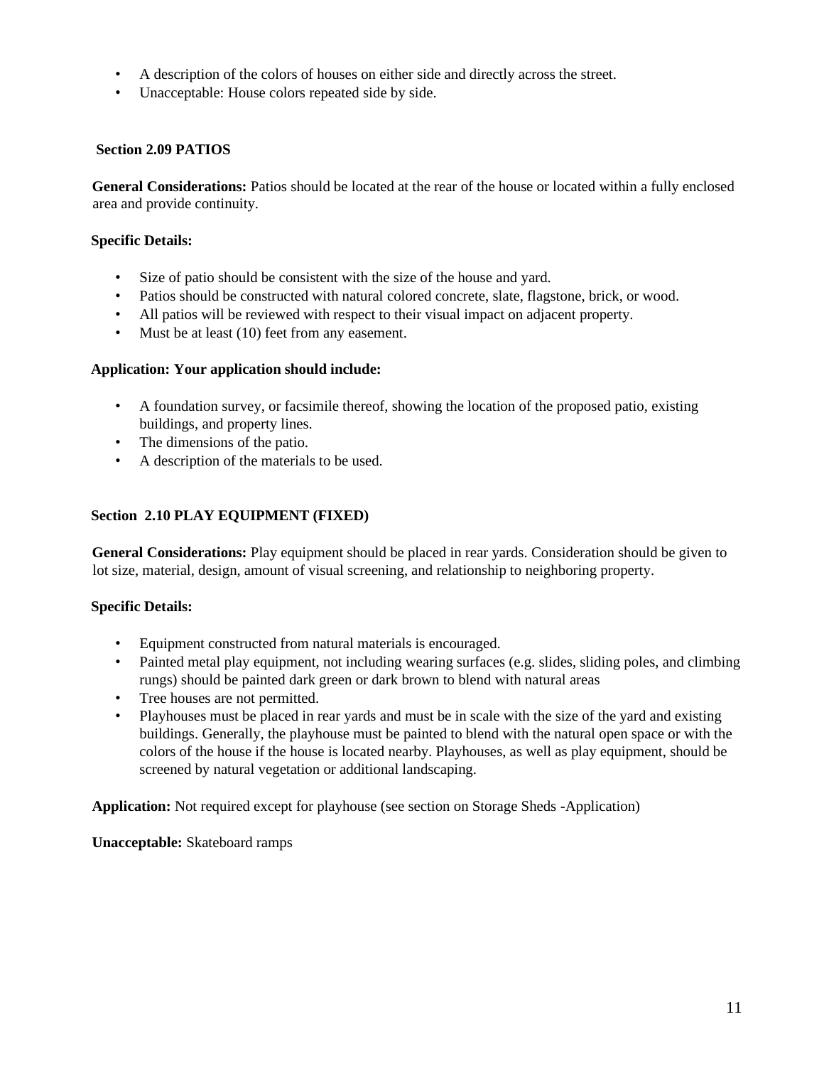- A description of the colors of houses on either side and directly across the street.
- Unacceptable: House colors repeated side by side.

## Section 2.09 PATIOS

**General Considerations:** Patios should be located at the rear of the house or located within a fully enclosed area and provide continuity.

**Specific Details:**

- Size of patio should be consistent with the size of the house and yard.
- Patios should be constructed with natural colored concrete, slate, flagstone, brick, or wood.
- All patios will be reviewed with respect to their visual impact on adjacent property.
- Must be at least (10) feet from any easement.

**Application: Your application should include:**

- A foundation survey, or facsimile thereof, showing the location of the proposed patio, existing buildings, and property lines.
- The dimensions of the patio.
- A description of the materials to be used.

## Section 2.10 PLAY EQUIPMENT (FIXED)

**General Considerations:** Play equipment should be placed in rear yards. Consideration should be given to lot size, material, design, amount of visual screening, and relationship to neighboring property.

**Specific Details:**

- Equipment constructed from natural materials is encouraged.
- Painted metal play equipment, not including wearing surfaces (e.g. slides, sliding poles, and climbing rungs) should be painted dark green or dark brown to blend with natural areas
- Tree houses are not permitted.
- Playhouses must be placed in rear yards and must be in scale with the size of the yard and existing buildings. Generally, the playhouse must be painted to blend with the natural open space or with the colors of the house if the house is located nearby. Playhouses, as well as play equipment, should be screened by natural vegetation or additional landscaping.

**Application:** Not required except for playhouse (see section on Storage Sheds -Application)

**Unacceptable:** Skateboard ramps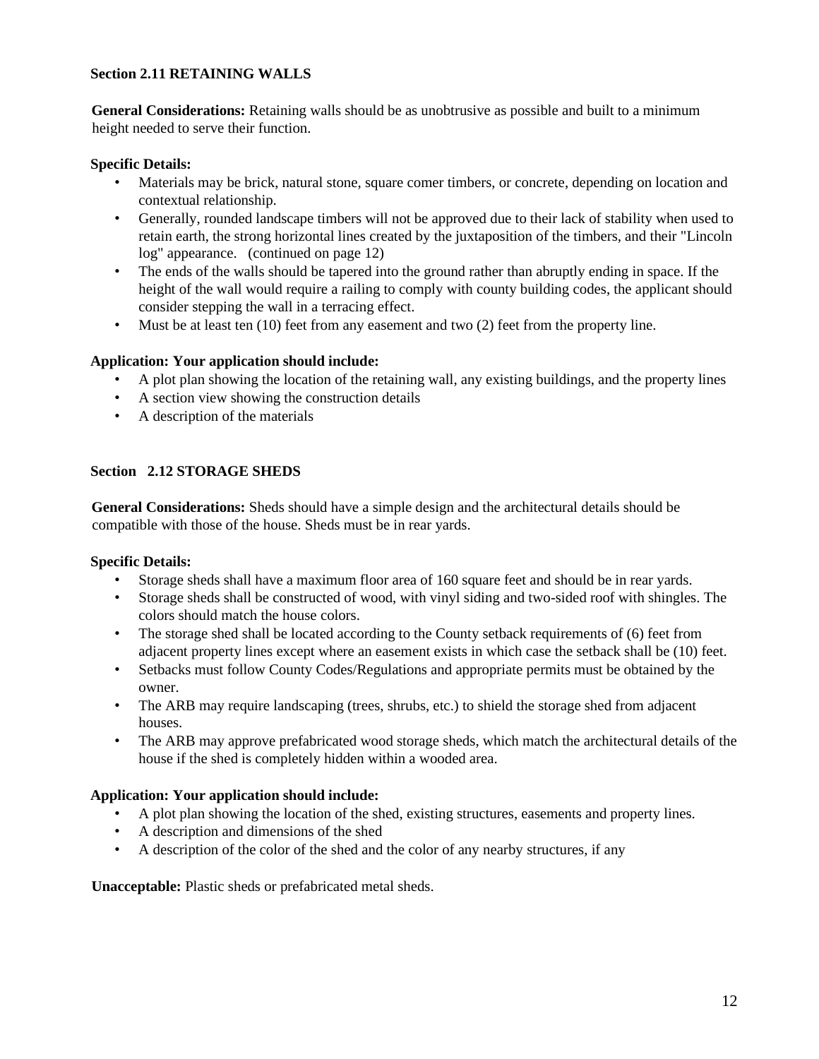**Section 2.11 RETAINING WALLS**

**General Considerations:** Retaining walls should be as unobtrusive as possible and built to a minimum height needed to serve their function.

**Specific Details:**

- Materials may be brick, natural stone, square comer timbers, or concrete, depending on location and contextual relationship.
- Generally, rounded landscape timbers will not be approved due to their lack of stability when used to retain earth, the strong horizontal lines created by the juxtaposition of the timbers, and their "Lincoln log" appearance. (continued on page 12)
- The ends of the walls should be tapered into the ground rather than abruptly ending in space. If the height of the wall would require a railing to comply with county building codes, the applicant should consider stepping the wall in a terracing effect.
- Must be at least ten (10) feet from any easement and two (2) feet from the property line.

**Application: Your application should include:**

- A plot plan showing the location of the retaining wall, any existing buildings, and the property lines
- A section view showing the construction details
- A description of the materials

**Section 2.12 STORAGE SHEDS**

**General Considerations:** Sheds should have a simple design and the architectural details should be compatible with those of the house. Sheds must be in rear yards.

**Specific Details:**

- Storage sheds shall have a maximum floor area of 160 square feet and should be in rear yards.
- Storage sheds shall be constructed of wood, with vinyl siding and two-sided roof with shingles. The colors should match the house colors.
- The storage shed shall be located according to the County setback requirements of (6) feet from adjacent property lines except where an easement exists in which case the setback shall be (10) feet.
- Setbacks must follow County Codes/Regulations and appropriate permits must be obtained by the owner.
- The ARB may require landscaping (trees, shrubs, etc.) to shield the storage shed from adjacent houses.
- The ARB may approve prefabricated wood storage sheds, which match the architectural details of the house if the shed is completely hidden within a wooded area.

**Application: Your application should include:**

- A plot plan showing the location of the shed, existing structures, easements and property lines.
- A description and dimensions of the shed
- A description of the color of the shed and the color of any nearby structures, if any

**Unacceptable:** Plastic sheds or prefabricated metal sheds.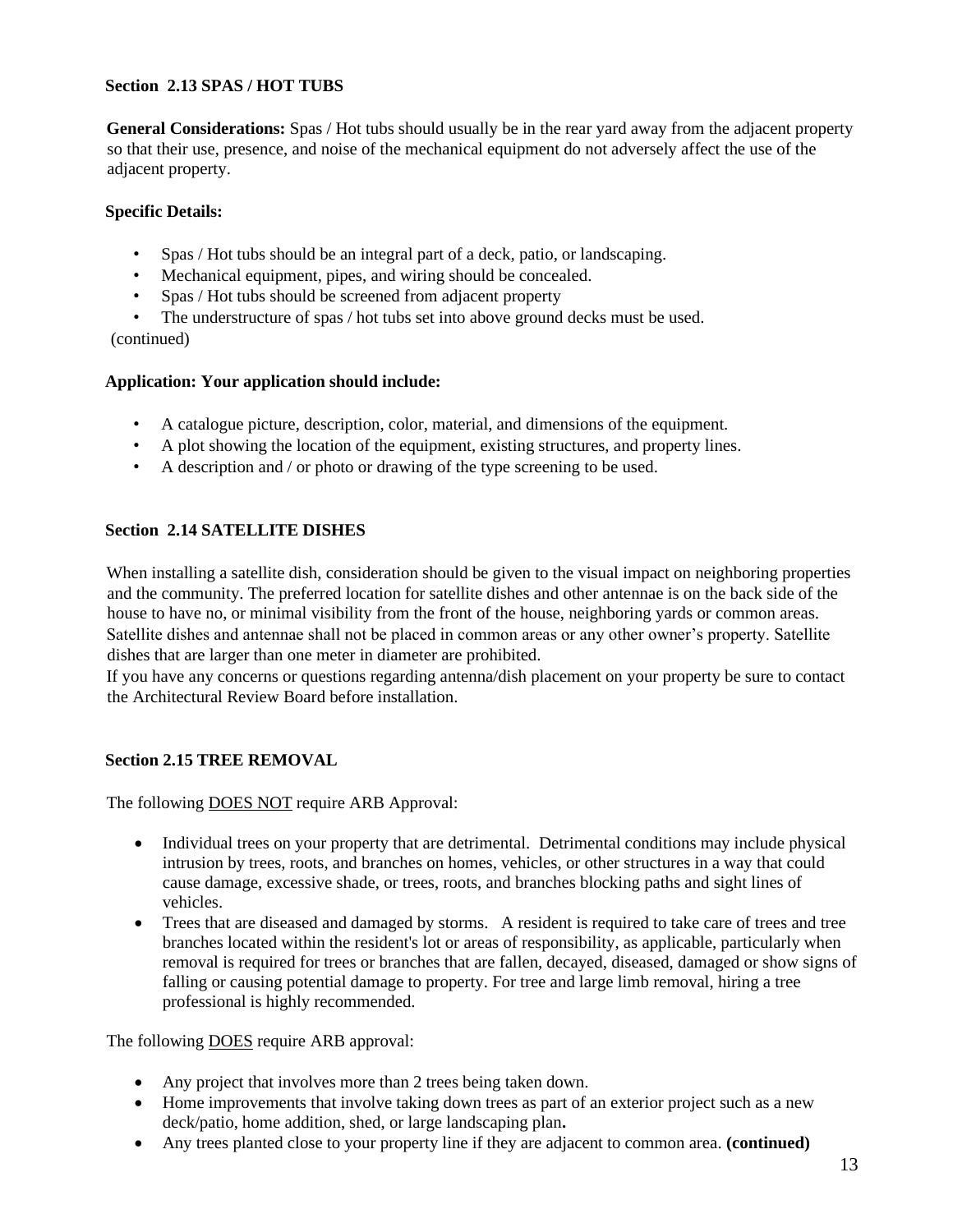### Section 2.13 SPAS / HOT TUBS

**General Considerations:** Spas / Hot tubs should usually be in the rear yard away from the adjacent property so that their use, presence, and noise of the mechanical equipment do not adversely affect the use of the adjacent property.

**Specific Details:**

- Spas / Hot tubs should be an integral part of a deck, patio, or landscaping.
- Mechanical equipment, pipes, and wiring should be concealed.
- Spas / Hot tubs should be screened from adjacent property
- The understructure of spas / hot tubs set into above ground decks must be used.

(continued)

**Application: Your application should include:**

- A catalogue picture, description, color, material, and dimensions of the equipment.
- A plot showing the location of the equipment, existing structures, and property lines.
- A description and / or photo or drawing of the type screening to be used.

### Section 2.14 SATELLITE DISHES

When installing a satellite dish, consideration should be given to the visual impact on neighboring properties and the community. The preferred location for satellite dishes and other antennae is on the back side of the house to have no, or minimal visibility from the front of the house, neighboring yards or common areas. Satellite dishes and antennae shall not be placed in common areas or any other owner's property. Satellite dishes that are larger than one meter in diameter are prohibited.

If you have any concerns or questions regarding antenna/dish placement on your property be sure to contact the Architectural Review Board before installation.

### Section 2.15 TREE REMOVAL

The following DOES NOT require ARB Approval:

- Individual trees on your property that are detrimental. Detrimental conditions may include physical intrusion by trees, roots, and branches on homes, vehicles, or other structures in a way that could cause damage, excessive shade, or trees, roots, and branches blocking paths and sight lines of vehicles.
- Trees that are diseased and damaged by storms. A resident is required to take care of trees and tree branches located within the resident's lot or areas of responsibility, as applicable, particularly when removal is required for trees or branches that are fallen, decayed, diseased, damaged or show signs of falling or causing potential damage to property. For tree and large limb removal, hiring a tree professional is highly recommended.

The following DOES require ARB approval:

- Any project that involves more than 2 trees being taken down.
- Home improvements that involve taking down trees as part of an exterior project such as a new deck/patio, home addition, shed, or large landscaping plan**.**
- Any trees planted close to your property line if they are adjacent to common area. **(continued)**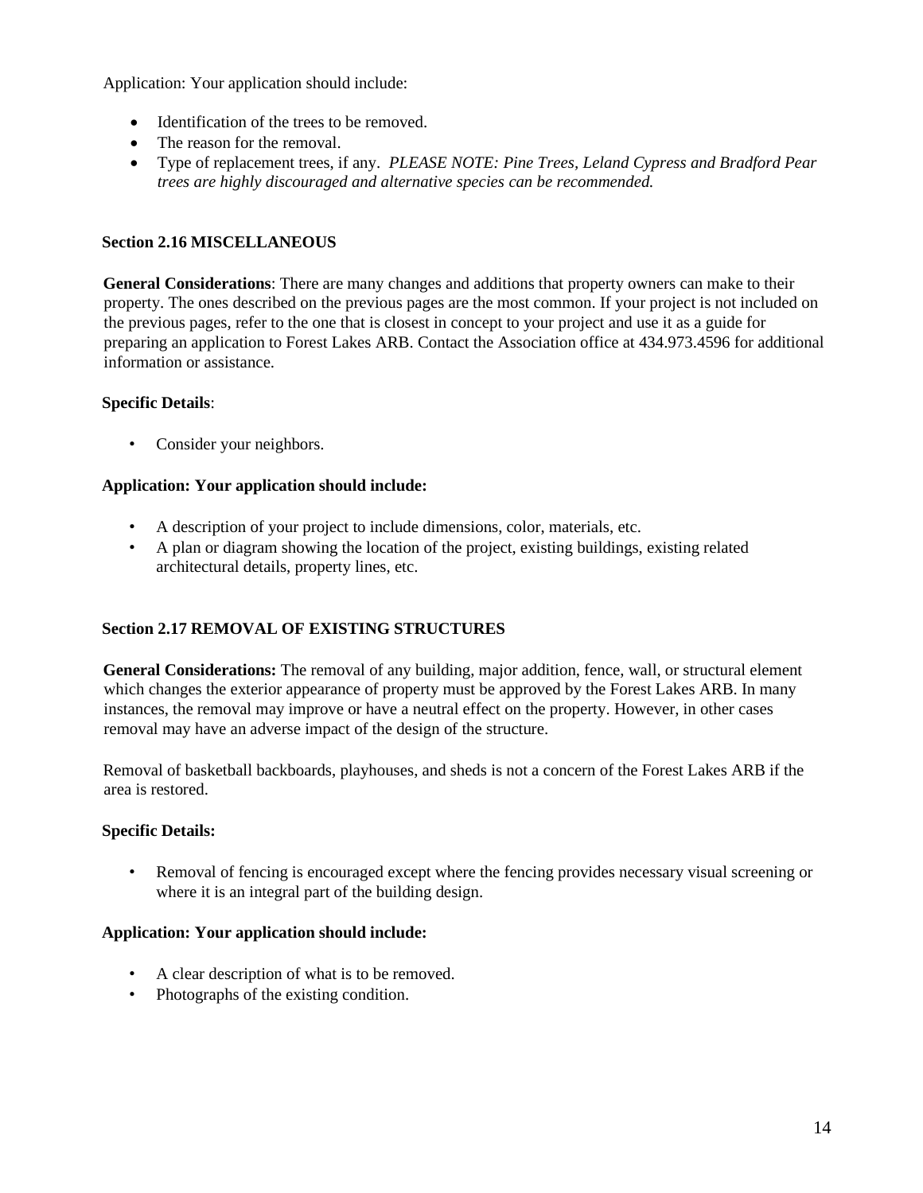Application: Your application should include:

- Identification of the trees to be removed.
- The reason for the removal.
- Type of replacement trees, if any. *PLEASE NOTE: Pine Trees, Leland Cypress and Bradford Pear trees are highly discouraged and alternative species can be recommended.*

### Section 2.16 MISCELLANEOUS

**General Considerations**: There are many changes and additions that property owners can make to their property. The ones described on the previous pages are the most common. If your project is not included on the previous pages, refer to the one that is closest in concept to your project and use it as a guide for preparing an application to Forest Lakes ARB. Contact the Association office at 434.973.4596 for additional information or assistance.

**Specific Details**:

- Consider your neighbors.

**Application: Your application should include:**

- A description of your project to include dimensions, color, materials, etc.
- A plan or diagram showing the location of the project, existing buildings, existing related architectural details, property lines, etc.

### Section 2.17 REMOVAL OF EXISTING STRUCTURES

**General Considerations:** The removal of any building, major addition, fence, wall, or structural element which changes the exterior appearance of property must be approved by the Forest Lakes ARB. In many instances, the removal may improve or have a neutral effect on the property. However, in other cases removal may have an adverse impact of the design of the structure.

Removal of basketball backboards, playhouses, and sheds is not a concern of the Forest Lakes ARB if the area is restored.

**Specific Details:**

- Removal of fencing is encouraged except where the fencing provides necessary visual screening or where it is an integral part of the building design.

**Application: Your application should include:**

- A clear description of what is to be removed.
- Photographs of the existing condition.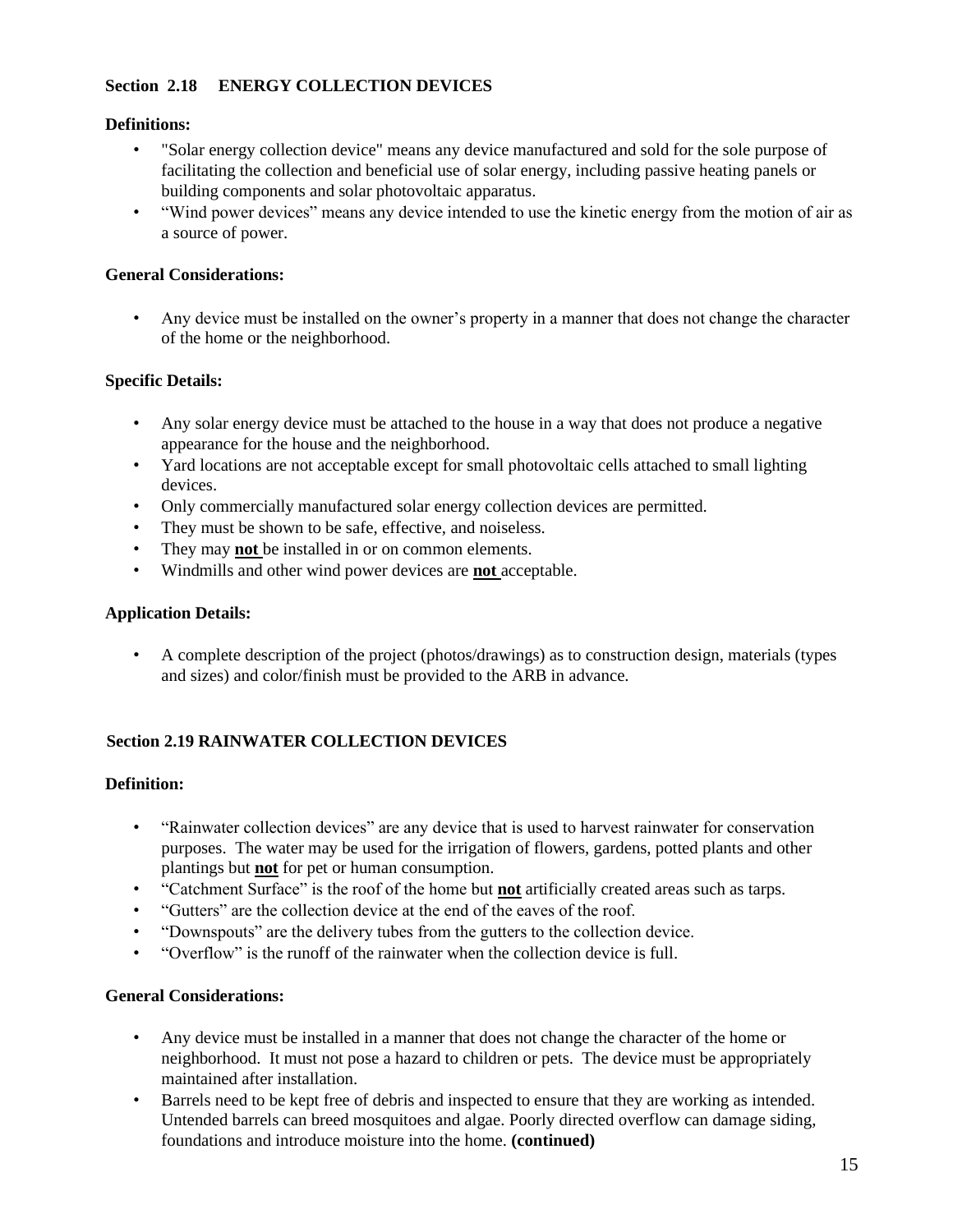## Section 2.18 ENERGY COLLECTION DEVICES

**Definitions:**

- "Solar energy collection device" means any device manufactured and sold for the sole purpose of facilitating the collection and beneficial use of solar energy, including passive heating panels or building components and solar photovoltaic apparatus.
- "Wind power devices" means any device intended to use the kinetic energy from the motion of air as a source of power.

**General Considerations:**

- Any device must be installed on the owner's property in a manner that does not change the character of the home or the neighborhood.

**Specific Details:**

- Any solar energy device must be attached to the house in a way that does not produce a negative appearance for the house and the neighborhood.
- Yard locations are not acceptable except for small photovoltaic cells attached to small lighting devices.
- Only commercially manufactured solar energy collection devices are permitted.
- They must be shown to be safe, effective, and noiseless.
- They may **not** be installed in or on common elements.
- Windmills and other wind power devices are **not** acceptable.

**Application Details:**

- A complete description of the project (photos/drawings) as to construction design, materials (types and sizes) and color/finish must be provided to the ARB in advance.

## Section 2.19 RAINWATER COLLECTION DEVICES

**Definition:**

- "Rainwater collection devices" are any device that is used to harvest rainwater for conservation purposes. The water may be used for the irrigation of flowers, gardens, potted plants and other plantings but **not** for pet or human consumption.
- "Catchment Surface" is the roof of the home but **not** artificially created areas such as tarps.
- "Gutters" are the collection device at the end of the eaves of the roof.
- "Downspouts" are the delivery tubes from the gutters to the collection device.
- "Overflow" is the runoff of the rainwater when the collection device is full.

**General Considerations:**

- Any device must be installed in a manner that does not change the character of the home or neighborhood. It must not pose a hazard to children or pets. The device must be appropriately maintained after installation.
- Barrels need to be kept free of debris and inspected to ensure that they are working as intended. Untended barrels can breed mosquitoes and algae. Poorly directed overflow can damage siding, foundations and introduce moisture into the home. **(continued)**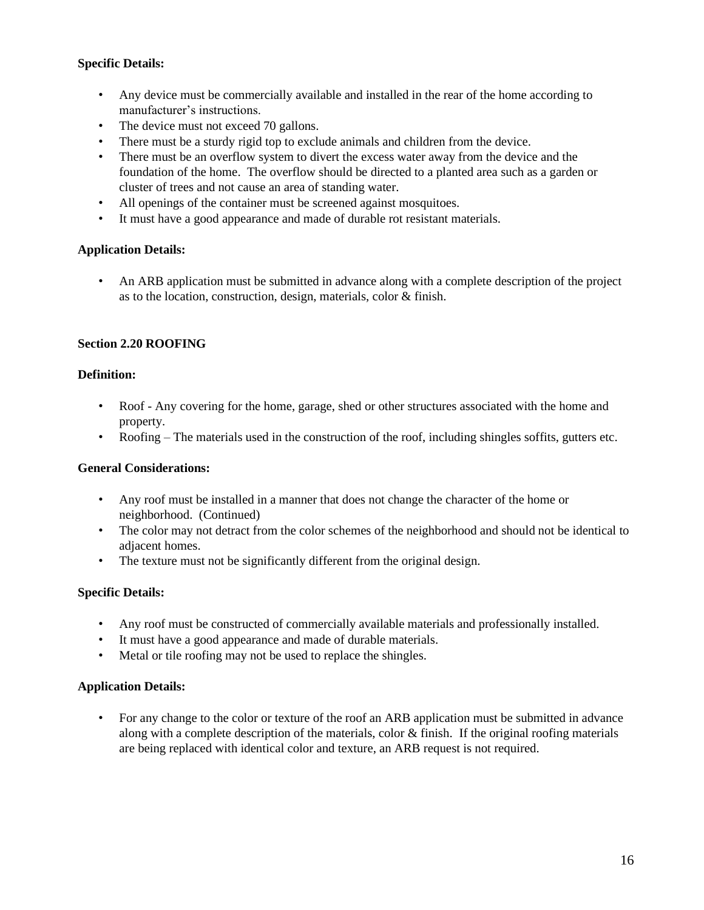**Specific Details:**

- Any device must be commercially available and installed in the rear of the home according to manufacturer's instructions.
- The device must not exceed 70 gallons.
- There must be a sturdy rigid top to exclude animals and children from the device.
- There must be an overflow system to divert the excess water away from the device and the foundation of the home. The overflow should be directed to a planted area such as a garden or cluster of trees and not cause an area of standing water.
- All openings of the container must be screened against mosquitoes.
- It must have a good appearance and made of durable rot resistant materials.

**Application Details:**

- An ARB application must be submitted in advance along with a complete description of the project as to the location, construction, design, materials, color & finish.

**Section 2.20 ROOFING**

**Definition:**

- Roof - Any covering for the home, garage, shed or other structures associated with the home and property.
- Roofing – The materials used in the construction of the roof, including shingles soffits, gutters etc.

**General Considerations:**

- Any roof must be installed in a manner that does not change the character of the home or neighborhood. (Continued)
- The color may not detract from the color schemes of the neighborhood and should not be identical to adjacent homes.
- The texture must not be significantly different from the original design.

**Specific Details:**

- Any roof must be constructed of commercially available materials and professionally installed.
- It must have a good appearance and made of durable materials.
- Metal or tile roofing may not be used to replace the shingles.

**Application Details:**

- For any change to the color or texture of the roof an ARB application must be submitted in advance along with a complete description of the materials, color & finish. If the original roofing materials are being replaced with identical color and texture, an ARB request is not required.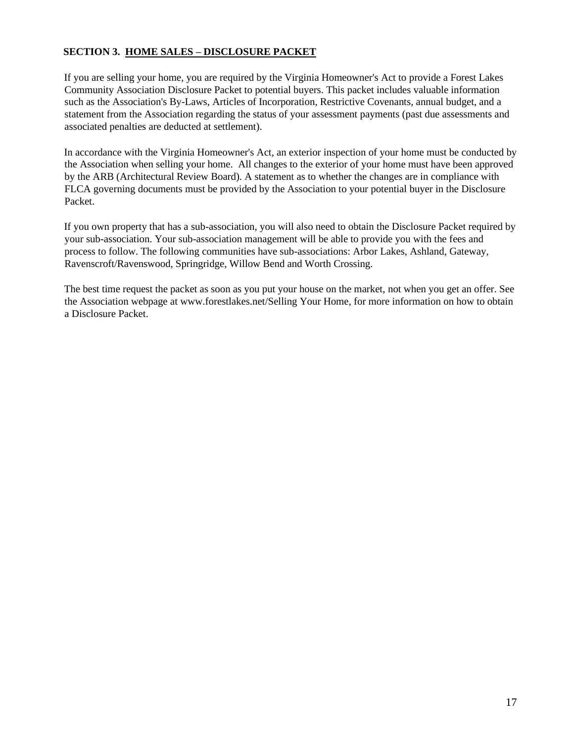## SECTION 3. HOME SALES – DISCLOSURE PACKET

If you are selling your home, you are required by the Virginia Homeowner's Act to provide a Forest Lakes Community Association Disclosure Packet to potential buyers. This packet includes valuable information such as the Association's By-Laws, Articles of Incorporation, Restrictive Covenants, annual budget, and a statement from the Association regarding the status of your assessment payments (past due assessments and associated penalties are deducted at settlement).

In accordance with the Virginia Homeowner's Act, an exterior inspection of your home must be conducted by the Association when selling your home. All changes to the exterior of your home must have been approved by the ARB (Architectural Review Board). A statement as to whether the changes are in compliance with FLCA governing documents must be provided by the Association to your potential buyer in the Disclosure Packet.

If you own property that has a sub-association, you will also need to obtain the Disclosure Packet required by your sub-association. Your sub-association management will be able to provide you with the fees and process to follow. The following communities have sub-associations: Arbor Lakes, Ashland, Gateway, Ravenscroft/Ravenswood, Springridge, Willow Bend and Worth Crossing.

The best time request the packet as soon as you put your house on the market, not when you get an offer. See the Association webpage at www.forestlakes.net/Selling Your Home, for more information on how to obtain a Disclosure Packet.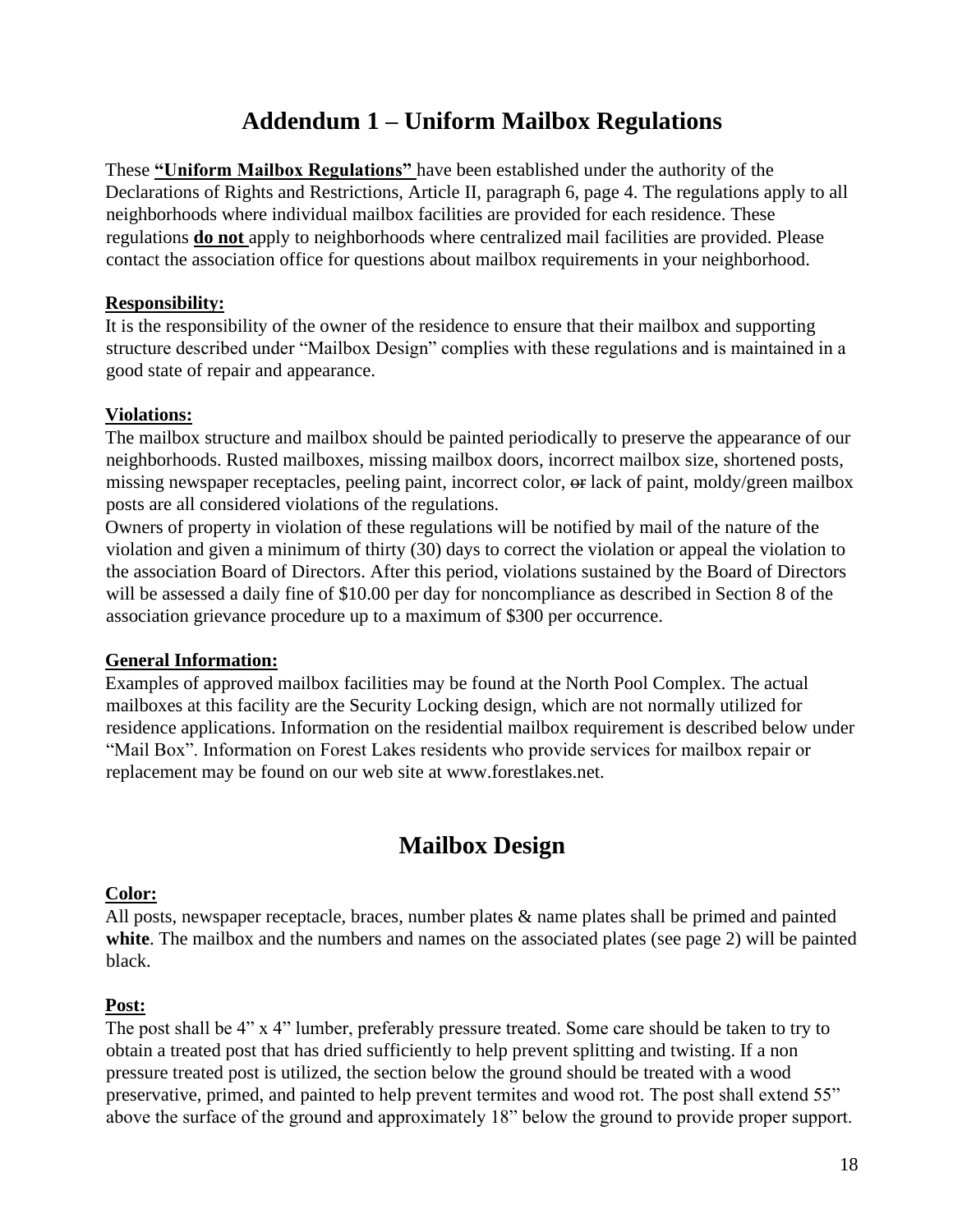# Addendum 1 – Uniform Mailbox Regulations

These **"Uniform Mailbox Regulations"** have been established under the authority of the Declarations of Rights and Restrictions, Article II, paragraph 6, page 4. The regulations apply to all neighborhoods where individual mailbox facilities are provided for each residence. These regulations **do not** apply to neighborhoods where centralized mail facilities are provided. Please contact the association office for questions about mailbox requirements in your neighborhood.

**Responsibility:**

It is the responsibility of the owner of the residence to ensure that their mailbox and supporting structure described under "Mailbox Design" complies with these regulations and is maintained in a good state of repair and appearance.

**Violations:**

The mailbox structure and mailbox should be painted periodically to preserve the appearance of our neighborhoods. Rusted mailboxes, missing mailbox doors, incorrect mailbox size, shortened posts, missing newspaper receptacles, peeling paint, incorrect color, ~~or~~ lack of paint, moldy/green mailbox posts are all considered violations of the regulations.

Owners of property in violation of these regulations will be notified by mail of the nature of the violation and given a minimum of thirty (30) days to correct the violation or appeal the violation to the association Board of Directors. After this period, violations sustained by the Board of Directors will be assessed a daily fine of $10.00 per day for noncompliance as described in Section 8 of the association grievance procedure up to a maximum of $300 per occurrence.

**General Information:**

Examples of approved mailbox facilities may be found at the North Pool Complex. The actual mailboxes at this facility are the Security Locking design, which are not normally utilized for residence applications. Information on the residential mailbox requirement is described below under "Mail Box". Information on Forest Lakes residents who provide services for mailbox repair or replacement may be found on our web site at www.forestlakes.net.

# Mailbox Design

**Color:**

All posts, newspaper receptacle, braces, number plates & name plates shall be primed and painted **white**. The mailbox and the numbers and names on the associated plates (see page 2) will be painted black.

**Post:**

The post shall be 4" x 4" lumber, preferably pressure treated. Some care should be taken to try to obtain a treated post that has dried sufficiently to help prevent splitting and twisting. If a non pressure treated post is utilized, the section below the ground should be treated with a wood preservative, primed, and painted to help prevent termites and wood rot. The post shall extend 55" above the surface of the ground and approximately 18" below the ground to provide proper support.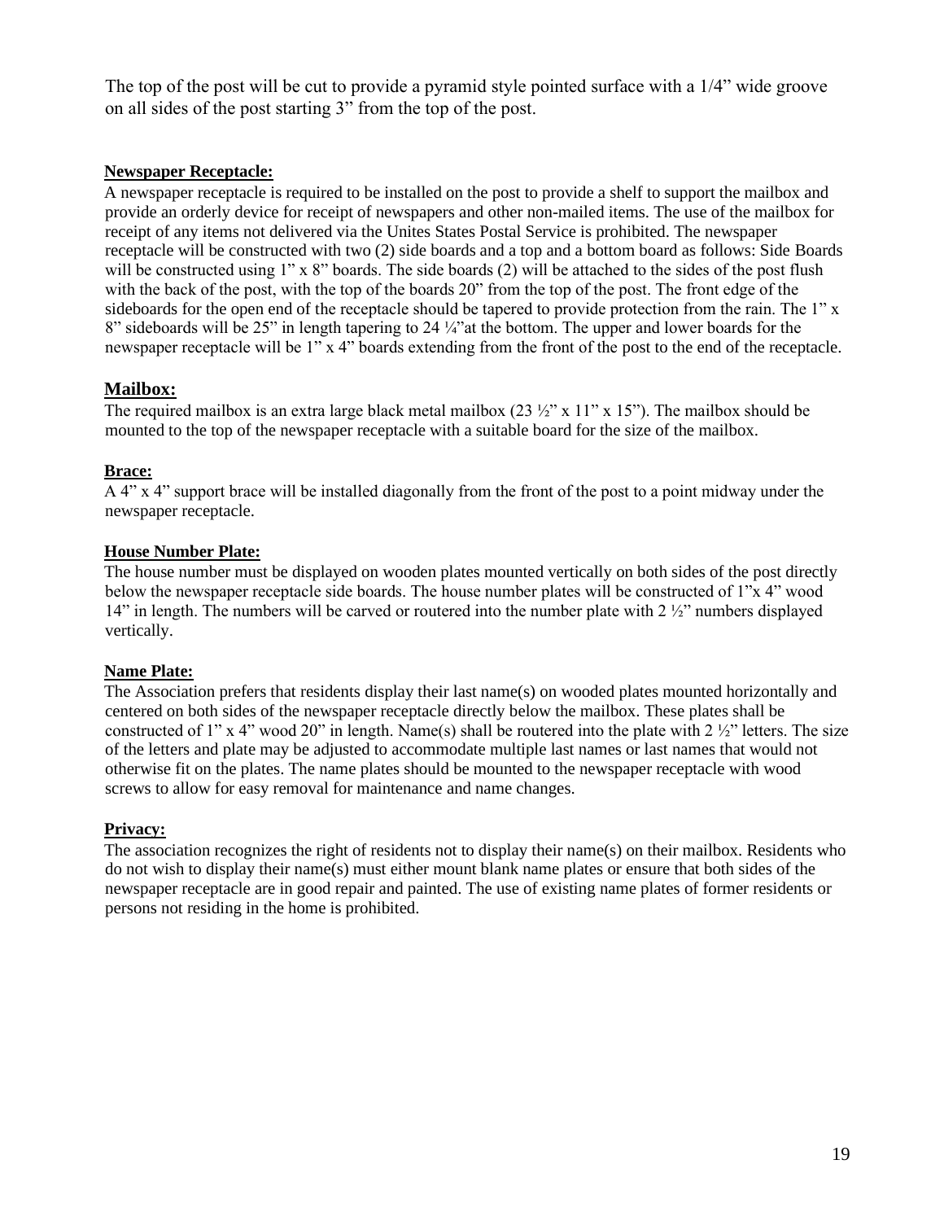The top of the post will be cut to provide a pyramid style pointed surface with a 1/4" wide groove on all sides of the post starting 3" from the top of the post.

**Newspaper Receptacle:**

A newspaper receptacle is required to be installed on the post to provide a shelf to support the mailbox and provide an orderly device for receipt of newspapers and other non-mailed items. The use of the mailbox for receipt of any items not delivered via the Unites States Postal Service is prohibited. The newspaper receptacle will be constructed with two (2) side boards and a top and a bottom board as follows: Side Boards will be constructed using 1" x 8" boards. The side boards (2) will be attached to the sides of the post flush with the back of the post, with the top of the boards 20" from the top of the post. The front edge of the sideboards for the open end of the receptacle should be tapered to provide protection from the rain. The 1" x 8" sideboards will be 25" in length tapering to 24 ¼"at the bottom. The upper and lower boards for the newspaper receptacle will be 1" x 4" boards extending from the front of the post to the end of the receptacle.

**Mailbox:**

The required mailbox is an extra large black metal mailbox (23 ½" x 11" x 15"). The mailbox should be mounted to the top of the newspaper receptacle with a suitable board for the size of the mailbox.

**Brace:**

A 4" x 4" support brace will be installed diagonally from the front of the post to a point midway under the newspaper receptacle.

**House Number Plate:**

The house number must be displayed on wooden plates mounted vertically on both sides of the post directly below the newspaper receptacle side boards. The house number plates will be constructed of 1"x 4" wood 14" in length. The numbers will be carved or routered into the number plate with 2 ½" numbers displayed vertically.

**Name Plate:**

The Association prefers that residents display their last name(s) on wooded plates mounted horizontally and centered on both sides of the newspaper receptacle directly below the mailbox. These plates shall be constructed of 1" x 4" wood 20" in length. Name(s) shall be routered into the plate with 2 ½" letters. The size of the letters and plate may be adjusted to accommodate multiple last names or last names that would not otherwise fit on the plates. The name plates should be mounted to the newspaper receptacle with wood screws to allow for easy removal for maintenance and name changes.

**Privacy:**

The association recognizes the right of residents not to display their name(s) on their mailbox. Residents who do not wish to display their name(s) must either mount blank name plates or ensure that both sides of the newspaper receptacle are in good repair and painted. The use of existing name plates of former residents or persons not residing in the home is prohibited.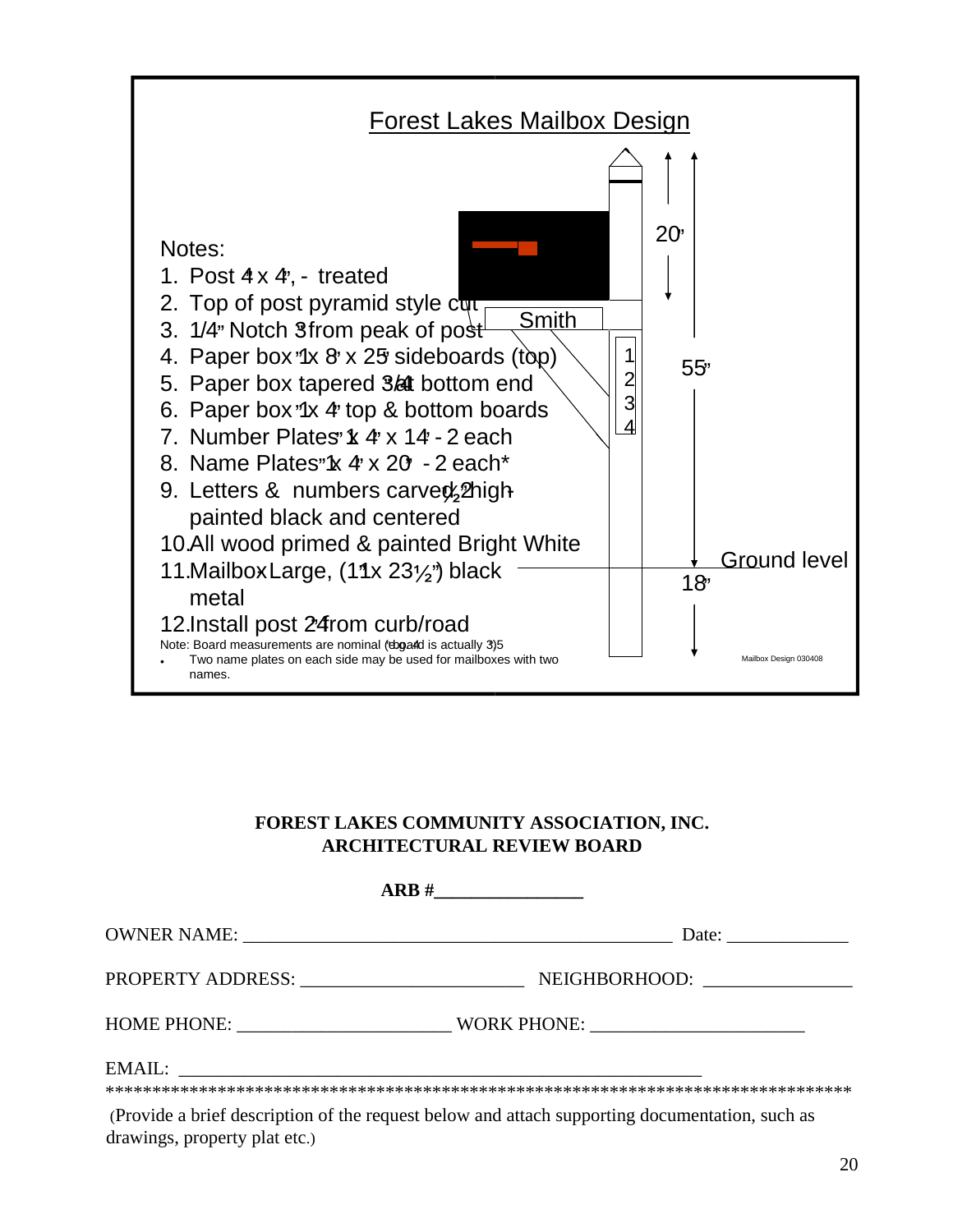## Forest Lakes Mailbox Design

Notes:

1. Post 4" x 4", - treated
2. Top of post pyramid style cut
3. 1/4" Notch 3" from peak of post
4. Paper box 1" x 8" x 25" sideboards (top)
5. Paper box tapered 3/4" at bottom end
6. Paper box 1" x 4" top & bottom boards
7. Number Plates 1" x 4" x 14" - 2 each
8. Name Plates 1" x 4" x 20" - 2 each*
9. Letters & numbers carved 2½" high - painted black and centered
10. All wood primed & painted Bright White
11. Mailbox - Large, (11" x 23½") black metal
12. Install post 24" from curb/road

Note: Board measurements are nominal (e.g. 4" board is actually 3.5")

- Two name plates on each side may be used for mailboxes with two names.

Smith

1
2
3
4

20"

55"

Ground level

18"

Mailbox Design 030408

**FOREST LAKES COMMUNITY ASSOCIATION, INC.**
**ARCHITECTURAL REVIEW BOARD**

**ARB #________________**

OWNER NAME: ______________________________________________ Date: _____________

PROPERTY ADDRESS: ________________________ NEIGHBORHOOD: ________________

HOME PHONE: _______________________ WORK PHONE: _______________________

EMAIL: _________________________________________________________

*********************************************************************************

(Provide a brief description of the request below and attach supporting documentation, such as drawings, property plat etc.)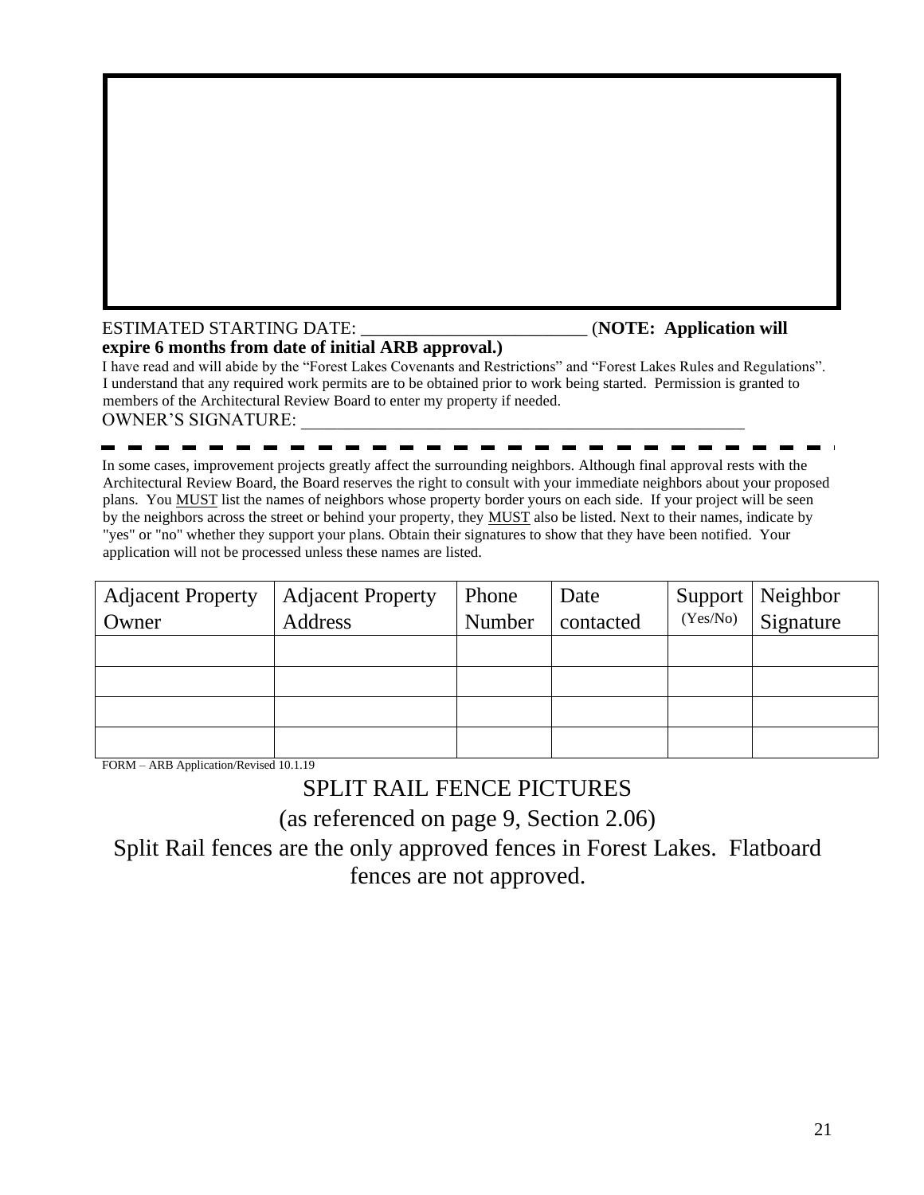ESTIMATED STARTING DATE: _________________________ (**NOTE: Application will expire 6 months from date of initial ARB approval.)**

I have read and will abide by the "Forest Lakes Covenants and Restrictions" and "Forest Lakes Rules and Regulations". I understand that any required work permits are to be obtained prior to work being started. Permission is granted to members of the Architectural Review Board to enter my property if needed.

OWNER'S SIGNATURE: _____________________________________________________

In some cases, improvement projects greatly affect the surrounding neighbors. Although final approval rests with the Architectural Review Board, the Board reserves the right to consult with your immediate neighbors about your proposed plans. You MUST list the names of neighbors whose property border yours on each side. If your project will be seen by the neighbors across the street or behind your property, they MUST also be listed. Next to their names, indicate by "yes" or "no" whether they support your plans. Obtain their signatures to show that they have been notified. Your application will not be processed unless these names are listed.

| Adjacent Property Owner | Adjacent Property Address | Phone Number | Date contacted | Support (Yes/No) | Neighbor Signature |
|---|---|---|---|---|---|
| | | | | | |
| | | | | | |
| | | | | | |
| | | | | | |

FORM – ARB Application/Revised 10.1.19

## SPLIT RAIL FENCE PICTURES

(as referenced on page 9, Section 2.06)

Split Rail fences are the only approved fences in Forest Lakes. Flatboard fences are not approved.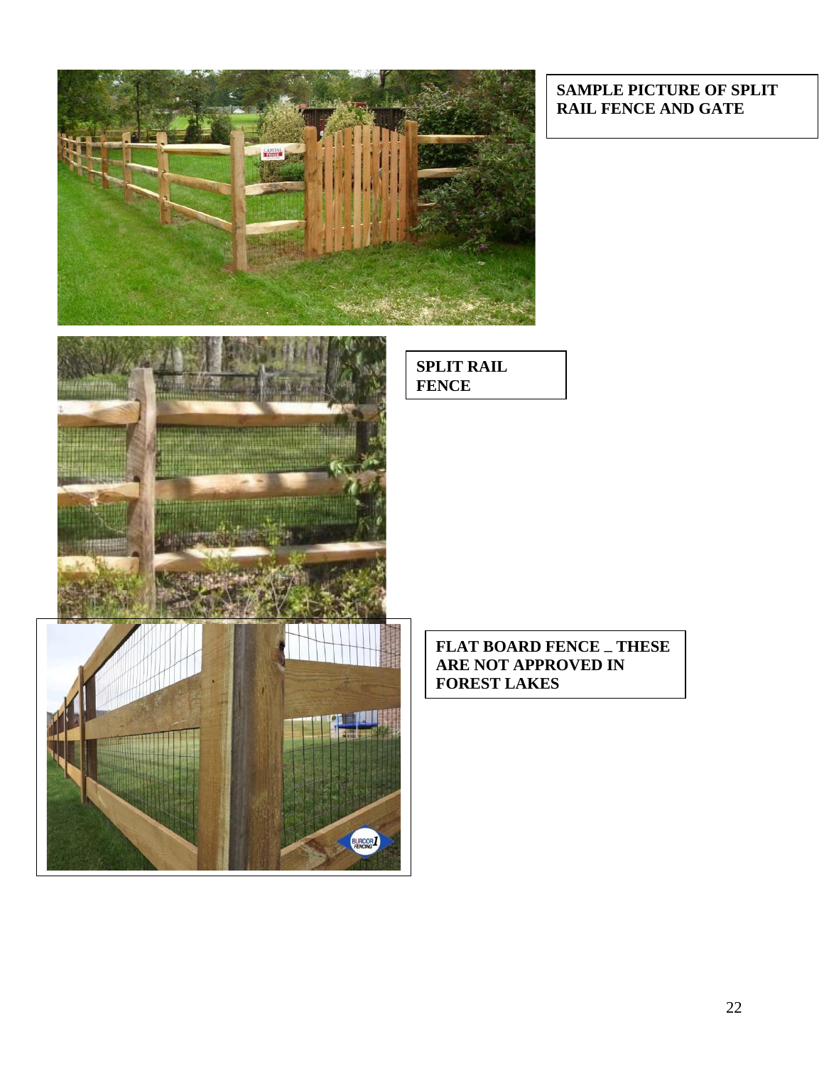**SAMPLE PICTURE OF SPLIT RAIL FENCE AND GATE**

**SPLIT RAIL FENCE**

**FLAT BOARD FENCE _ THESE ARE NOT APPROVED IN FOREST LAKES**